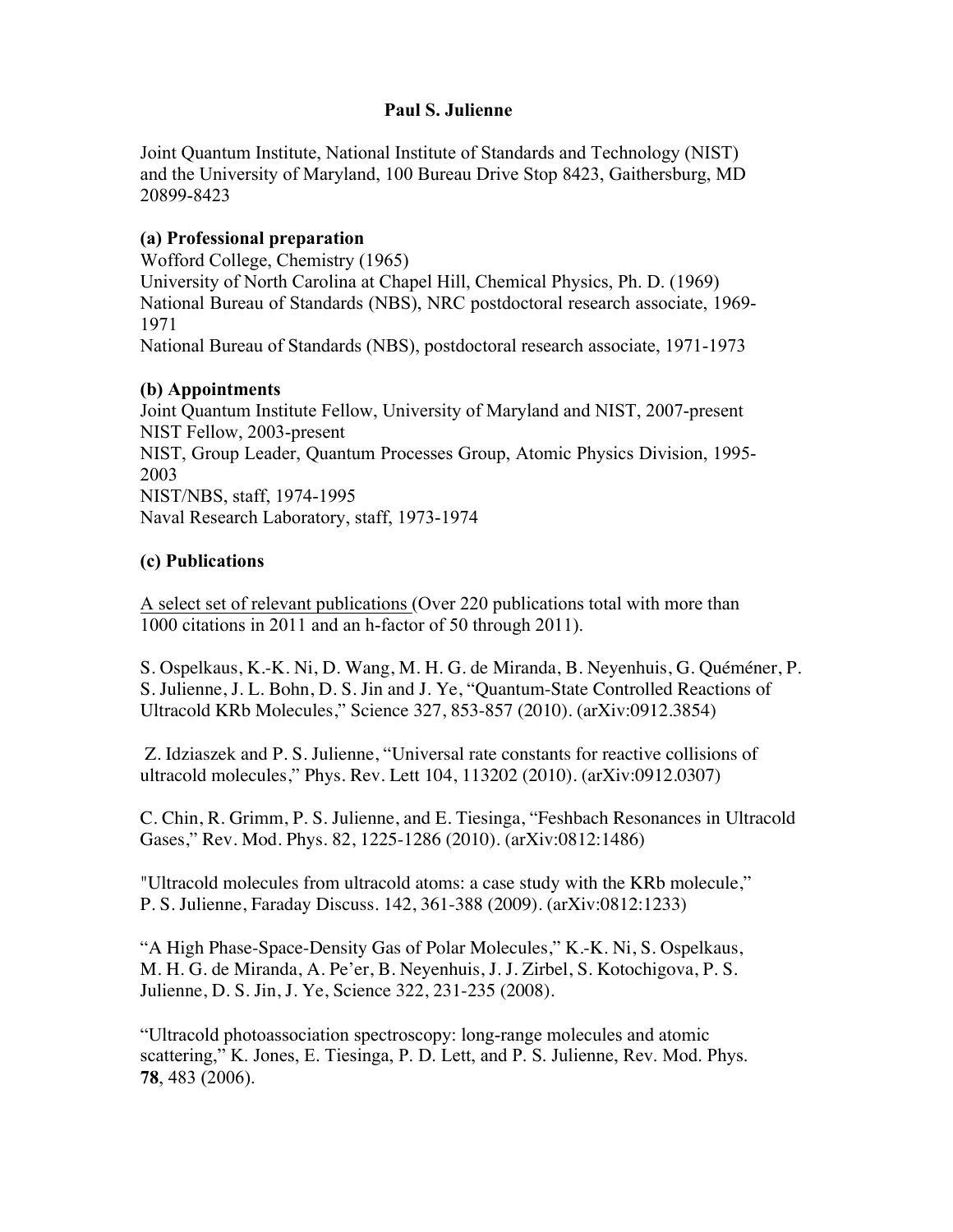# Paul S. Julienne

Joint Quantum Institute, National Institute of Standards and Technology (NIST) and the University of Maryland, 100 Bureau Drive Stop 8423, Gaithersburg, MD 20899-8423

## (a) Professional preparation

Wofford College, Chemistry (1965)
University of North Carolina at Chapel Hill, Chemical Physics, Ph. D. (1969)
National Bureau of Standards (NBS), NRC postdoctoral research associate, 1969-1971
National Bureau of Standards (NBS), postdoctoral research associate, 1971-1973

## (b) Appointments

Joint Quantum Institute Fellow, University of Maryland and NIST, 2007-present
NIST Fellow, 2003-present
NIST, Group Leader, Quantum Processes Group, Atomic Physics Division, 1995-2003
NIST/NBS, staff, 1974-1995
Naval Research Laboratory, staff, 1973-1974

## (c) Publications

<u>A select set of relevant publications</u> (Over 220 publications total with more than 1000 citations in 2011 and an h-factor of 50 through 2011).

S. Ospelkaus, K.-K. Ni, D. Wang, M. H. G. de Miranda, B. Neyenhuis, G. Quéméner, P. S. Julienne, J. L. Bohn, D. S. Jin and J. Ye, "Quantum-State Controlled Reactions of Ultracold KRb Molecules," Science 327, 853-857 (2010). (arXiv:0912.3854)

Z. Idziaszek and P. S. Julienne, "Universal rate constants for reactive collisions of ultracold molecules," Phys. Rev. Lett 104, 113202 (2010). (arXiv:0912.0307)

C. Chin, R. Grimm, P. S. Julienne, and E. Tiesinga, "Feshbach Resonances in Ultracold Gases," Rev. Mod. Phys. 82, 1225-1286 (2010). (arXiv:0812:1486)

"Ultracold molecules from ultracold atoms: a case study with the KRb molecule," P. S. Julienne, Faraday Discuss. 142, 361-388 (2009). (arXiv:0812:1233)

"A High Phase-Space-Density Gas of Polar Molecules," K.-K. Ni, S. Ospelkaus, M. H. G. de Miranda, A. Pe'er, B. Neyenhuis, J. J. Zirbel, S. Kotochigova, P. S. Julienne, D. S. Jin, J. Ye, Science 322, 231-235 (2008).

"Ultracold photoassociation spectroscopy: long-range molecules and atomic scattering," K. Jones, E. Tiesinga, P. D. Lett, and P. S. Julienne, Rev. Mod. Phys. **78**, 483 (2006).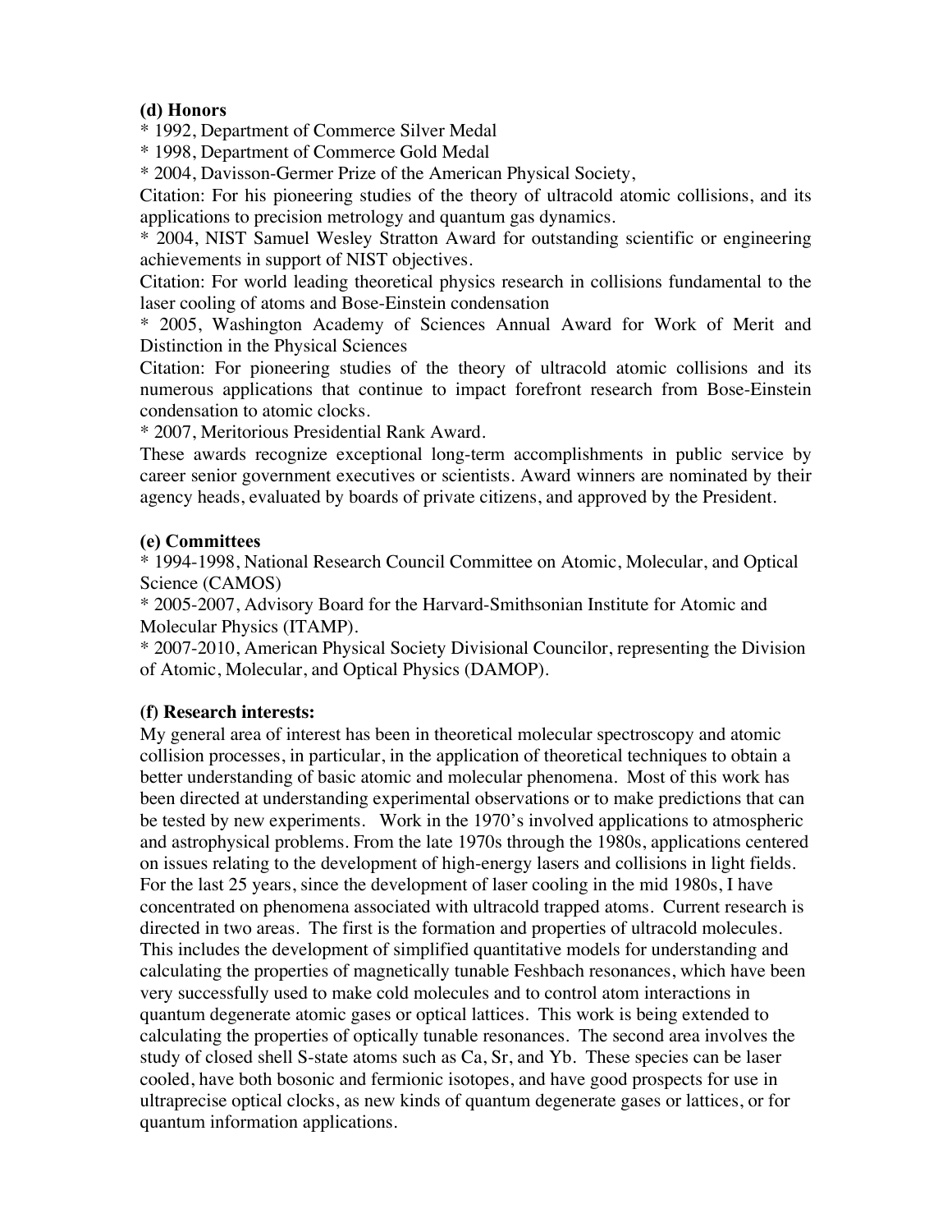**(d) Honors**

* 1992, Department of Commerce Silver Medal
* 1998, Department of Commerce Gold Medal
* 2004, Davisson-Germer Prize of the American Physical Society,

Citation: For his pioneering studies of the theory of ultracold atomic collisions, and its applications to precision metrology and quantum gas dynamics.

* 2004, NIST Samuel Wesley Stratton Award for outstanding scientific or engineering achievements in support of NIST objectives.

Citation: For world leading theoretical physics research in collisions fundamental to the laser cooling of atoms and Bose-Einstein condensation

* 2005, Washington Academy of Sciences Annual Award for Work of Merit and Distinction in the Physical Sciences

Citation: For pioneering studies of the theory of ultracold atomic collisions and its numerous applications that continue to impact forefront research from Bose-Einstein condensation to atomic clocks.

* 2007, Meritorious Presidential Rank Award.

These awards recognize exceptional long-term accomplishments in public service by career senior government executives or scientists. Award winners are nominated by their agency heads, evaluated by boards of private citizens, and approved by the President.

**(e) Committees**

* 1994-1998, National Research Council Committee on Atomic, Molecular, and Optical Science (CAMOS)
* 2005-2007, Advisory Board for the Harvard-Smithsonian Institute for Atomic and Molecular Physics (ITAMP).
* 2007-2010, American Physical Society Divisional Councilor, representing the Division of Atomic, Molecular, and Optical Physics (DAMOP).

**(f) Research interests:**

My general area of interest has been in theoretical molecular spectroscopy and atomic collision processes, in particular, in the application of theoretical techniques to obtain a better understanding of basic atomic and molecular phenomena. Most of this work has been directed at understanding experimental observations or to make predictions that can be tested by new experiments. Work in the 1970's involved applications to atmospheric and astrophysical problems. From the late 1970s through the 1980s, applications centered on issues relating to the development of high-energy lasers and collisions in light fields. For the last 25 years, since the development of laser cooling in the mid 1980s, I have concentrated on phenomena associated with ultracold trapped atoms. Current research is directed in two areas. The first is the formation and properties of ultracold molecules. This includes the development of simplified quantitative models for understanding and calculating the properties of magnetically tunable Feshbach resonances, which have been very successfully used to make cold molecules and to control atom interactions in quantum degenerate atomic gases or optical lattices. This work is being extended to calculating the properties of optically tunable resonances. The second area involves the study of closed shell S-state atoms such as Ca, Sr, and Yb. These species can be laser cooled, have both bosonic and fermionic isotopes, and have good prospects for use in ultraprecise optical clocks, as new kinds of quantum degenerate gases or lattices, or for quantum information applications.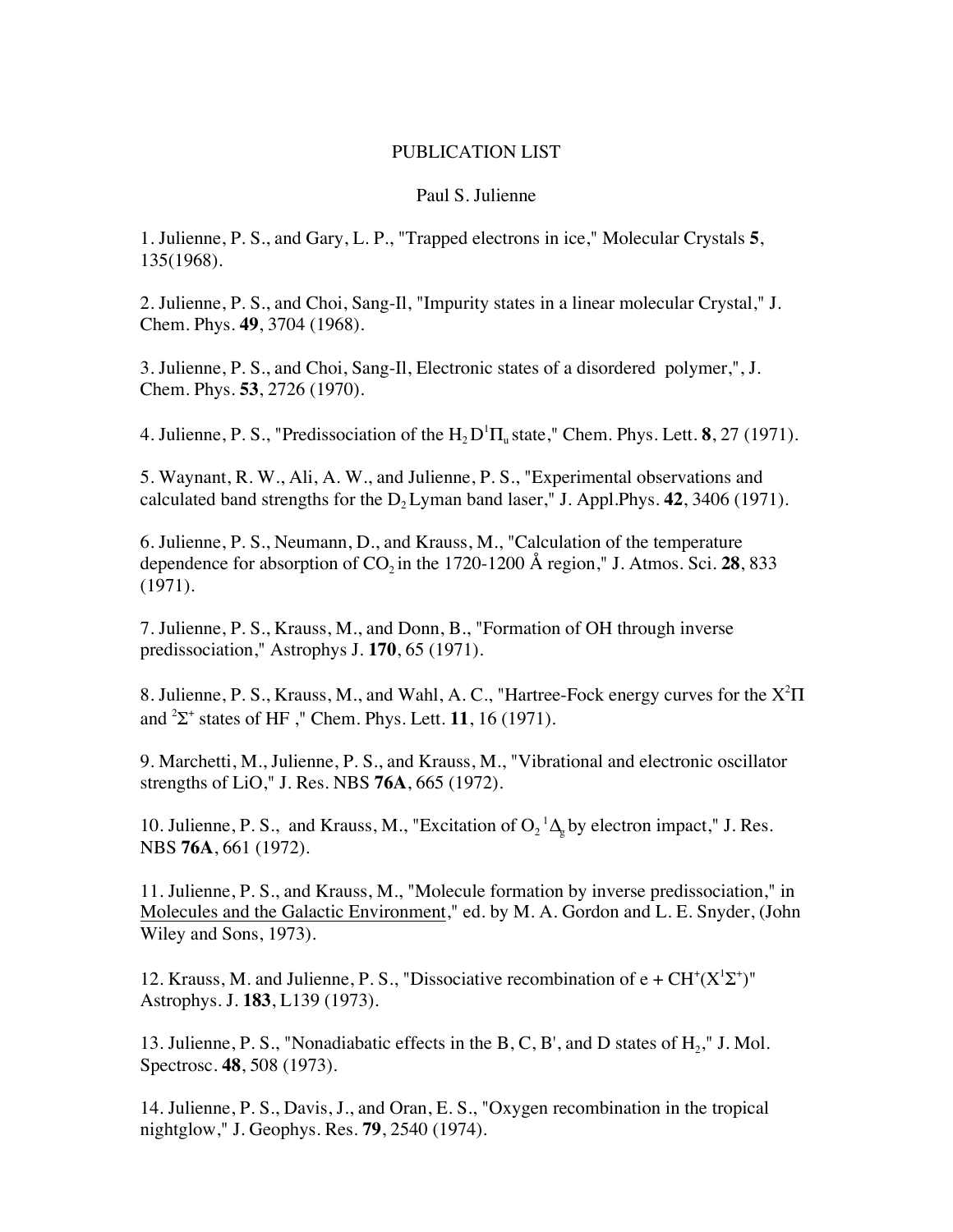PUBLICATION LIST

Paul S. Julienne

1. Julienne, P. S., and Gary, L. P., "Trapped electrons in ice," Molecular Crystals **5**, 135(1968).

2. Julienne, P. S., and Choi, Sang-Il, "Impurity states in a linear molecular Crystal," J. Chem. Phys. **49**, 3704 (1968).

3. Julienne, P. S., and Choi, Sang-Il, Electronic states of a disordered polymer,", J. Chem. Phys. **53**, 2726 (1970).

4. Julienne, P. S., "Predissociation of the $H_2$ $D^1\Pi_u$ state," Chem. Phys. Lett. **8**, 27 (1971).

5. Waynant, R. W., Ali, A. W., and Julienne, P. S., "Experimental observations and calculated band strengths for the $D_2$ Lyman band laser," J. Appl.Phys. **42**, 3406 (1971).

6. Julienne, P. S., Neumann, D., and Krauss, M., "Calculation of the temperature dependence for absorption of $CO_2$ in the 1720-1200 Å region," J. Atmos. Sci. **28**, 833 (1971).

7. Julienne, P. S., Krauss, M., and Donn, B., "Formation of OH through inverse predissociation," Astrophys J. **170**, 65 (1971).

8. Julienne, P. S., Krauss, M., and Wahl, A. C., "Hartree-Fock energy curves for the $X^2\Pi$ and $^2\Sigma^+$ states of HF ," Chem. Phys. Lett. **11**, 16 (1971).

9. Marchetti, M., Julienne, P. S., and Krauss, M., "Vibrational and electronic oscillator strengths of LiO," J. Res. NBS **76A**, 665 (1972).

10. Julienne, P. S., and Krauss, M., "Excitation of $O_2$ $^1\Delta_g$ by electron impact," J. Res. NBS **76A**, 661 (1972).

11. Julienne, P. S., and Krauss, M., "Molecule formation by inverse predissociation," in <u>Molecules and the Galactic Environment</u>," ed. by M. A. Gordon and L. E. Snyder, (John Wiley and Sons, 1973).

12. Krauss, M. and Julienne, P. S., "Dissociative recombination of e + $CH^+(X^1\Sigma^+)$" Astrophys. J. **183**, L139 (1973).

13. Julienne, P. S., "Nonadiabatic effects in the B, C, B', and D states of $H_2$," J. Mol. Spectrosc. **48**, 508 (1973).

14. Julienne, P. S., Davis, J., and Oran, E. S., "Oxygen recombination in the tropical nightglow," J. Geophys. Res. **79**, 2540 (1974).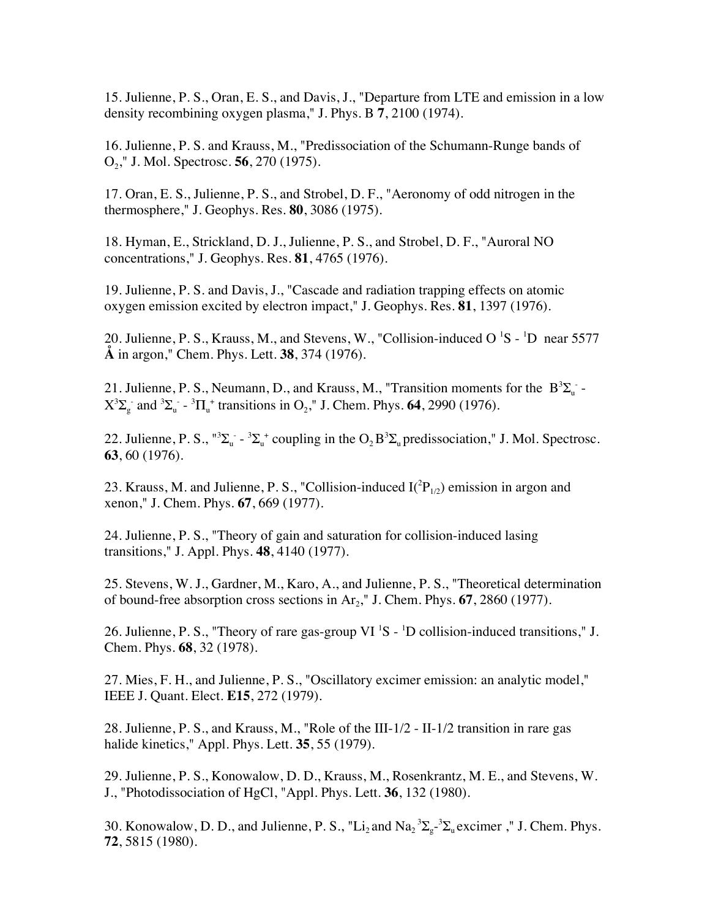15. Julienne, P. S., Oran, E. S., and Davis, J., "Departure from LTE and emission in a low density recombining oxygen plasma," J. Phys. B **7**, 2100 (1974).

16. Julienne, P. S. and Krauss, M., "Predissociation of the Schumann-Runge bands of $O_2$," J. Mol. Spectrosc. **56**, 270 (1975).

17. Oran, E. S., Julienne, P. S., and Strobel, D. F., "Aeronomy of odd nitrogen in the thermosphere," J. Geophys. Res. **80**, 3086 (1975).

18. Hyman, E., Strickland, D. J., Julienne, P. S., and Strobel, D. F., "Auroral NO concentrations," J. Geophys. Res. **81**, 4765 (1976).

19. Julienne, P. S. and Davis, J., "Cascade and radiation trapping effects on atomic oxygen emission excited by electron impact," J. Geophys. Res. **81**, 1397 (1976).

20. Julienne, P. S., Krauss, M., and Stevens, W., "Collision-induced O $^1S$ - $^1D$ near 5577 **Å** in argon," Chem. Phys. Lett. **38**, 374 (1976).

21. Julienne, P. S., Neumann, D., and Krauss, M., "Transition moments for the $B^3\Sigma_u^-$ - $X^3\Sigma_g^-$ and $^3\Sigma_u^-$ - $^3\Pi_u^+$ transitions in $O_2$," J. Chem. Phys. **64**, 2990 (1976).

22. Julienne, P. S., "$^3\Sigma_u^-$ - $^3\Sigma_u^+$ coupling in the $O_2$ $B^3\Sigma_u$ predissociation," J. Mol. Spectrosc. **63**, 60 (1976).

23. Krauss, M. and Julienne, P. S., "Collision-induced I($^2P_{1/2}$) emission in argon and xenon," J. Chem. Phys. **67**, 669 (1977).

24. Julienne, P. S., "Theory of gain and saturation for collision-induced lasing transitions," J. Appl. Phys. **48**, 4140 (1977).

25. Stevens, W. J., Gardner, M., Karo, A., and Julienne, P. S., "Theoretical determination of bound-free absorption cross sections in $Ar_2$," J. Chem. Phys. **67**, 2860 (1977).

26. Julienne, P. S., "Theory of rare gas-group VI $^1S$ - $^1D$ collision-induced transitions," J. Chem. Phys. **68**, 32 (1978).

27. Mies, F. H., and Julienne, P. S., "Oscillatory excimer emission: an analytic model," IEEE J. Quant. Elect. **E15**, 272 (1979).

28. Julienne, P. S., and Krauss, M., "Role of the III-1/2 - II-1/2 transition in rare gas halide kinetics," Appl. Phys. Lett. **35**, 55 (1979).

29. Julienne, P. S., Konowalow, D. D., Krauss, M., Rosenkrantz, M. E., and Stevens, W. J., "Photodissociation of HgCl, "Appl. Phys. Lett. **36**, 132 (1980).

30. Konowalow, D. D., and Julienne, P. S., "$Li_2$ and $Na_2$ $^3\Sigma_g$-$^3\Sigma_u$ excimer ," J. Chem. Phys. **72**, 5815 (1980).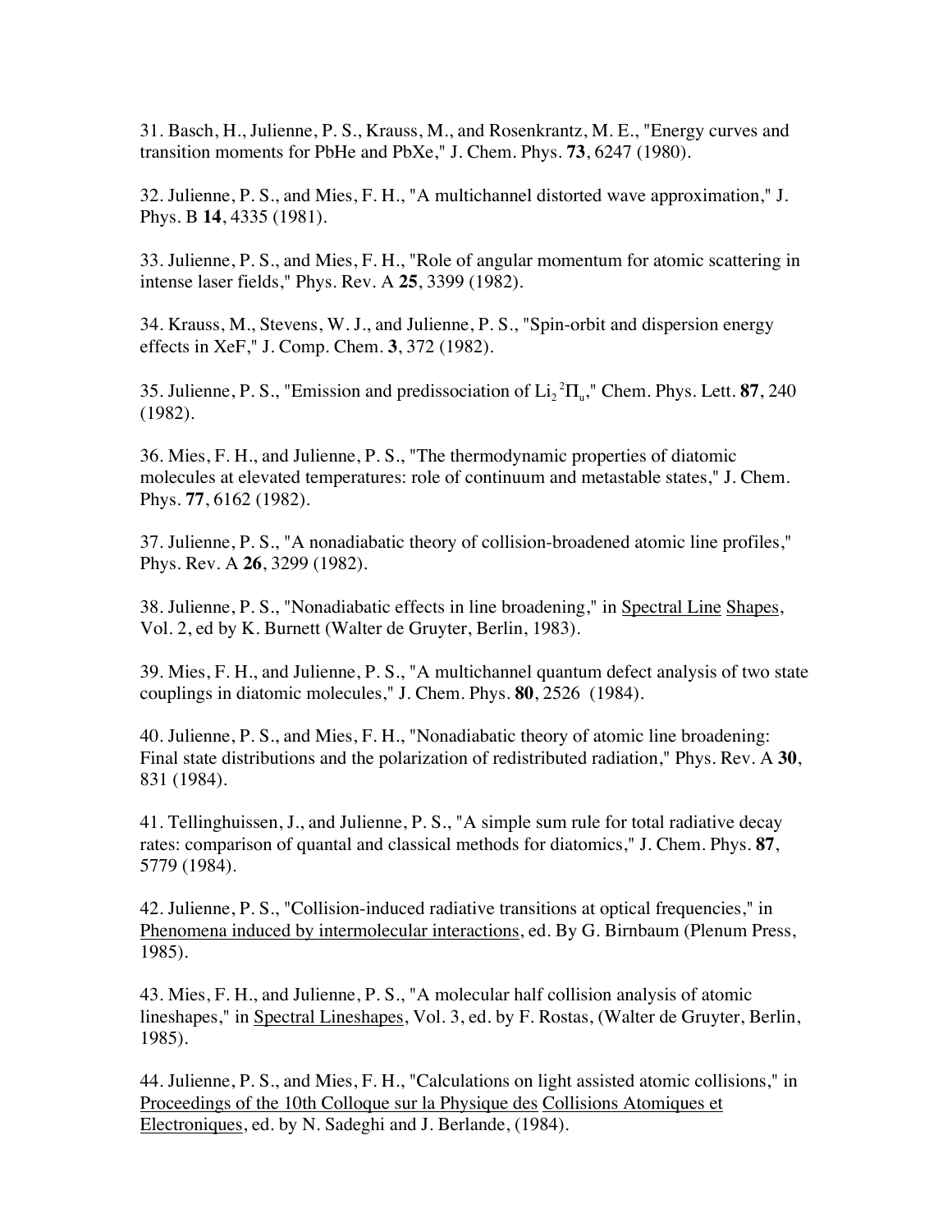31. Basch, H., Julienne, P. S., Krauss, M., and Rosenkrantz, M. E., "Energy curves and transition moments for PbHe and PbXe," J. Chem. Phys. **73**, 6247 (1980).

32. Julienne, P. S., and Mies, F. H., "A multichannel distorted wave approximation," J. Phys. B **14**, 4335 (1981).

33. Julienne, P. S., and Mies, F. H., "Role of angular momentum for atomic scattering in intense laser fields," Phys. Rev. A **25**, 3399 (1982).

34. Krauss, M., Stevens, W. J., and Julienne, P. S., "Spin-orbit and dispersion energy effects in XeF," J. Comp. Chem. **3**, 372 (1982).

35. Julienne, P. S., "Emission and predissociation of $Li_2\,^2\Pi_u$," Chem. Phys. Lett. **87**, 240 (1982).

36. Mies, F. H., and Julienne, P. S., "The thermodynamic properties of diatomic molecules at elevated temperatures: role of continuum and metastable states," J. Chem. Phys. **77**, 6162 (1982).

37. Julienne, P. S., "A nonadiabatic theory of collision-broadened atomic line profiles," Phys. Rev. A **26**, 3299 (1982).

38. Julienne, P. S., "Nonadiabatic effects in line broadening," in Spectral Line Shapes, Vol. 2, ed by K. Burnett (Walter de Gruyter, Berlin, 1983).

39. Mies, F. H., and Julienne, P. S., "A multichannel quantum defect analysis of two state couplings in diatomic molecules," J. Chem. Phys. **80**, 2526 (1984).

40. Julienne, P. S., and Mies, F. H., "Nonadiabatic theory of atomic line broadening: Final state distributions and the polarization of redistributed radiation," Phys. Rev. A **30**, 831 (1984).

41. Tellinghuissen, J., and Julienne, P. S., "A simple sum rule for total radiative decay rates: comparison of quantal and classical methods for diatomics," J. Chem. Phys. **87**, 5779 (1984).

42. Julienne, P. S., "Collision-induced radiative transitions at optical frequencies," in Phenomena induced by intermolecular interactions, ed. By G. Birnbaum (Plenum Press, 1985).

43. Mies, F. H., and Julienne, P. S., "A molecular half collision analysis of atomic lineshapes," in Spectral Lineshapes, Vol. 3, ed. by F. Rostas, (Walter de Gruyter, Berlin, 1985).

44. Julienne, P. S., and Mies, F. H., "Calculations on light assisted atomic collisions," in Proceedings of the 10th Colloque sur la Physique des Collisions Atomiques et Electroniques, ed. by N. Sadeghi and J. Berlande, (1984).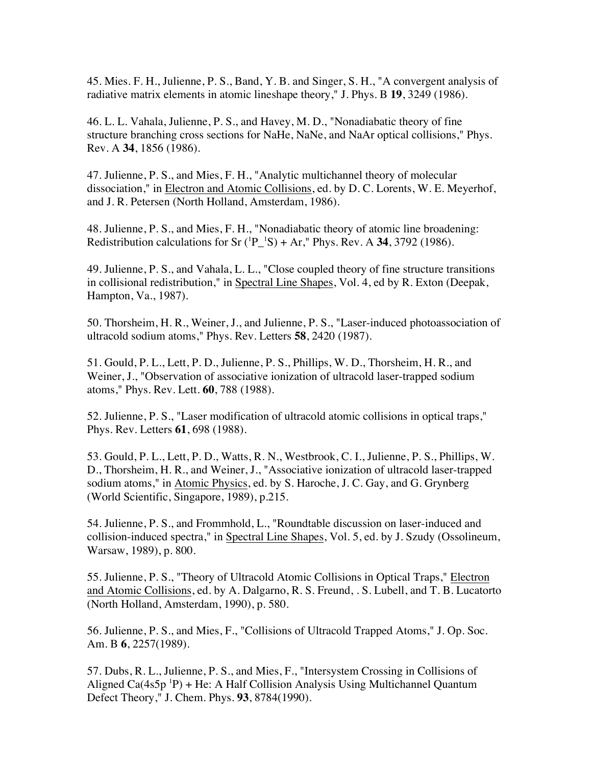45. Mies. F. H., Julienne, P. S., Band, Y. B. and Singer, S. H., "A convergent analysis of radiative matrix elements in atomic lineshape theory," J. Phys. B **19**, 3249 (1986).

46. L. L. Vahala, Julienne, P. S., and Havey, M. D., "Nonadiabatic theory of fine structure branching cross sections for NaHe, NaNe, and NaAr optical collisions," Phys. Rev. A **34**, 1856 (1986).

47. Julienne, P. S., and Mies, F. H., "Analytic multichannel theory of molecular dissociation," in Electron and Atomic Collisions, ed. by D. C. Lorents, W. E. Meyerhof, and J. R. Petersen (North Holland, Amsterdam, 1986).

48. Julienne, P. S., and Mies, F. H., "Nonadiabatic theory of atomic line broadening: Redistribution calculations for Sr ($^1P$_$^1S$) + Ar," Phys. Rev. A **34**, 3792 (1986).

49. Julienne, P. S., and Vahala, L. L., "Close coupled theory of fine structure transitions in collisional redistribution," in Spectral Line Shapes, Vol. 4, ed by R. Exton (Deepak, Hampton, Va., 1987).

50. Thorsheim, H. R., Weiner, J., and Julienne, P. S., "Laser-induced photoassociation of ultracold sodium atoms," Phys. Rev. Letters **58**, 2420 (1987).

51. Gould, P. L., Lett, P. D., Julienne, P. S., Phillips, W. D., Thorsheim, H. R., and Weiner, J., "Observation of associative ionization of ultracold laser-trapped sodium atoms," Phys. Rev. Lett. **60**, 788 (1988).

52. Julienne, P. S., "Laser modification of ultracold atomic collisions in optical traps," Phys. Rev. Letters **61**, 698 (1988).

53. Gould, P. L., Lett, P. D., Watts, R. N., Westbrook, C. I., Julienne, P. S., Phillips, W. D., Thorsheim, H. R., and Weiner, J., "Associative ionization of ultracold laser-trapped sodium atoms," in Atomic Physics, ed. by S. Haroche, J. C. Gay, and G. Grynberg (World Scientific, Singapore, 1989), p.215.

54. Julienne, P. S., and Frommhold, L., "Roundtable discussion on laser-induced and collision-induced spectra," in Spectral Line Shapes, Vol. 5, ed. by J. Szudy (Ossolineum, Warsaw, 1989), p. 800.

55. Julienne, P. S., "Theory of Ultracold Atomic Collisions in Optical Traps," Electron and Atomic Collisions, ed. by A. Dalgarno, R. S. Freund, . S. Lubell, and T. B. Lucatorto (North Holland, Amsterdam, 1990), p. 580.

56. Julienne, P. S., and Mies, F., "Collisions of Ultracold Trapped Atoms," J. Op. Soc. Am. B **6**, 2257(1989).

57. Dubs, R. L., Julienne, P. S., and Mies, F., "Intersystem Crossing in Collisions of Aligned Ca(4s5p $^1P$) + He: A Half Collision Analysis Using Multichannel Quantum Defect Theory," J. Chem. Phys. **93**, 8784(1990).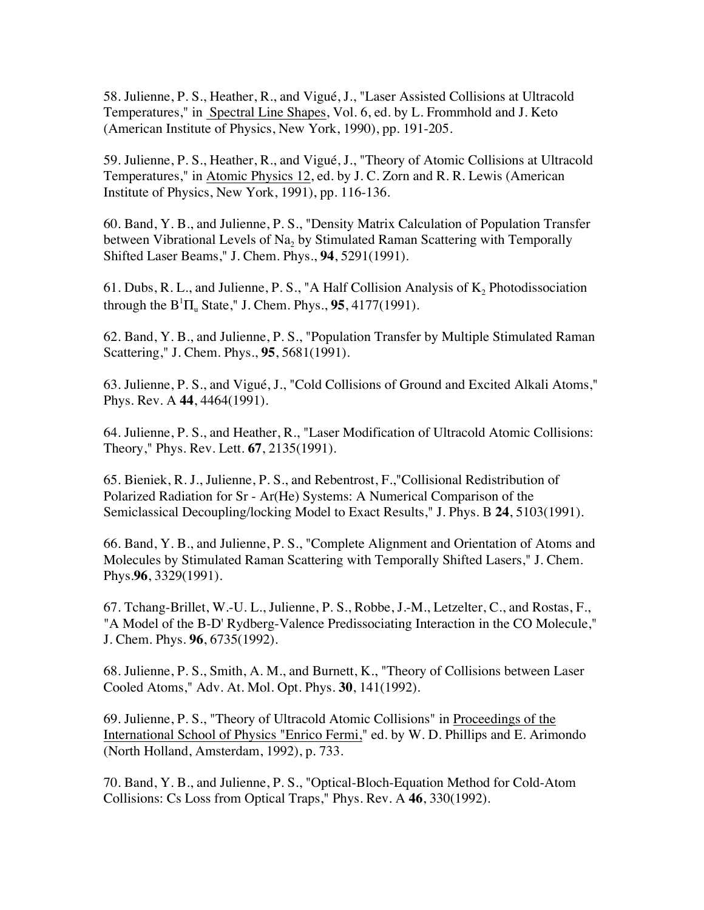58. Julienne, P. S., Heather, R., and Vigué, J., "Laser Assisted Collisions at Ultracold Temperatures," in Spectral Line Shapes, Vol. 6, ed. by L. Frommhold and J. Keto (American Institute of Physics, New York, 1990), pp. 191-205.

59. Julienne, P. S., Heather, R., and Vigué, J., "Theory of Atomic Collisions at Ultracold Temperatures," in Atomic Physics 12, ed. by J. C. Zorn and R. R. Lewis (American Institute of Physics, New York, 1991), pp. 116-136.

60. Band, Y. B., and Julienne, P. S., "Density Matrix Calculation of Population Transfer between Vibrational Levels of $Na_2$ by Stimulated Raman Scattering with Temporally Shifted Laser Beams," J. Chem. Phys., **94**, 5291(1991).

61. Dubs, R. L., and Julienne, P. S., "A Half Collision Analysis of $K_2$ Photodissociation through the $B^1\Pi_u$ State," J. Chem. Phys., **95**, 4177(1991).

62. Band, Y. B., and Julienne, P. S., "Population Transfer by Multiple Stimulated Raman Scattering," J. Chem. Phys., **95**, 5681(1991).

63. Julienne, P. S., and Vigué, J., "Cold Collisions of Ground and Excited Alkali Atoms," Phys. Rev. A **44**, 4464(1991).

64. Julienne, P. S., and Heather, R., "Laser Modification of Ultracold Atomic Collisions: Theory," Phys. Rev. Lett. **67**, 2135(1991).

65. Bieniek, R. J., Julienne, P. S., and Rebentrost, F.,"Collisional Redistribution of Polarized Radiation for Sr - Ar(He) Systems: A Numerical Comparison of the Semiclassical Decoupling/locking Model to Exact Results," J. Phys. B **24**, 5103(1991).

66. Band, Y. B., and Julienne, P. S., "Complete Alignment and Orientation of Atoms and Molecules by Stimulated Raman Scattering with Temporally Shifted Lasers," J. Chem. Phys.**96**, 3329(1991).

67. Tchang-Brillet, W.-U. L., Julienne, P. S., Robbe, J.-M., Letzelter, C., and Rostas, F., "A Model of the B-D' Rydberg-Valence Predissociating Interaction in the CO Molecule," J. Chem. Phys. **96**, 6735(1992).

68. Julienne, P. S., Smith, A. M., and Burnett, K., "Theory of Collisions between Laser Cooled Atoms," Adv. At. Mol. Opt. Phys. **30**, 141(1992).

69. Julienne, P. S., "Theory of Ultracold Atomic Collisions" in Proceedings of the International School of Physics "Enrico Fermi," ed. by W. D. Phillips and E. Arimondo (North Holland, Amsterdam, 1992), p. 733.

70. Band, Y. B., and Julienne, P. S., "Optical-Bloch-Equation Method for Cold-Atom Collisions: Cs Loss from Optical Traps," Phys. Rev. A **46**, 330(1992).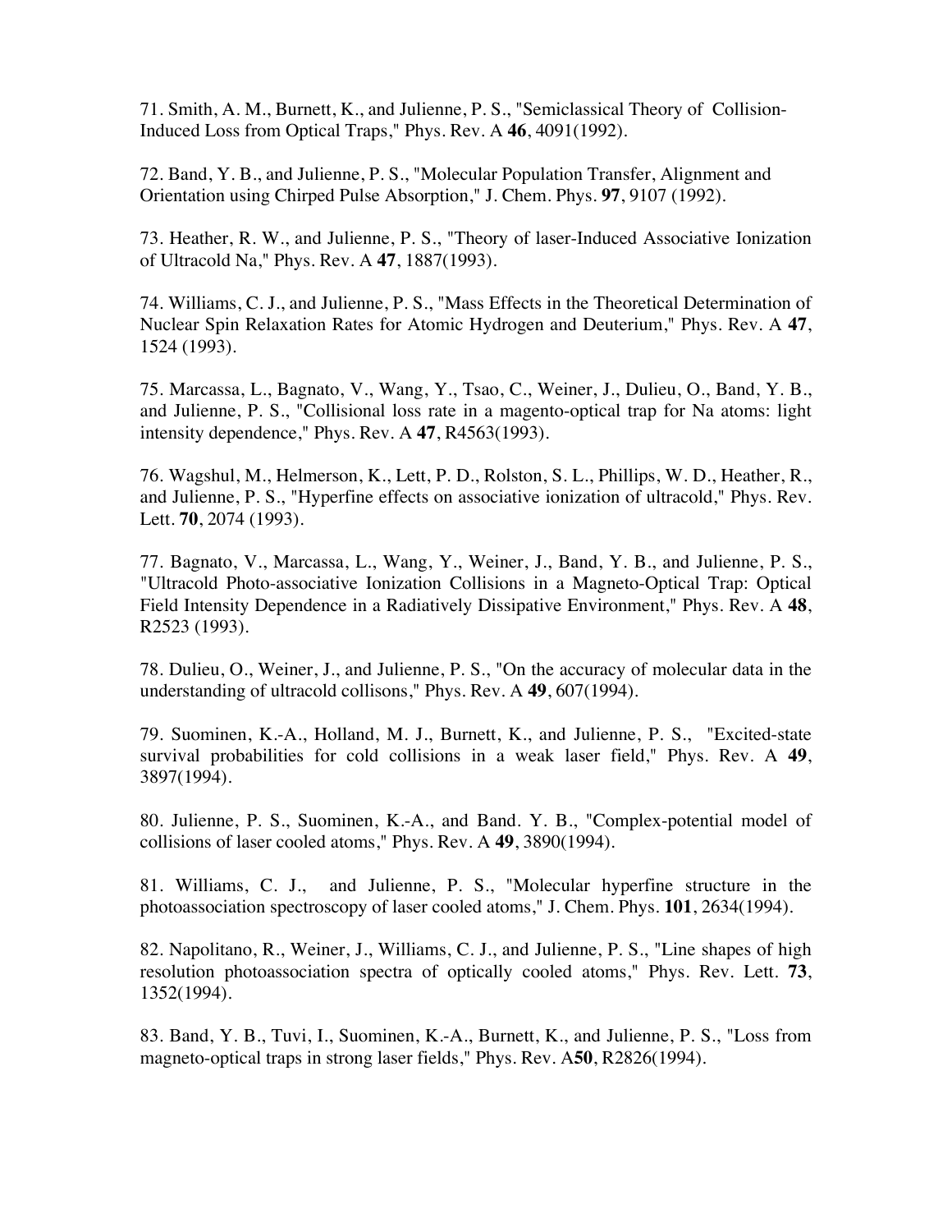71. Smith, A. M., Burnett, K., and Julienne, P. S., "Semiclassical Theory of Collision-Induced Loss from Optical Traps," Phys. Rev. A **46**, 4091(1992).

72. Band, Y. B., and Julienne, P. S., "Molecular Population Transfer, Alignment and Orientation using Chirped Pulse Absorption," J. Chem. Phys. **97**, 9107 (1992).

73. Heather, R. W., and Julienne, P. S., "Theory of laser-Induced Associative Ionization of Ultracold Na," Phys. Rev. A **47**, 1887(1993).

74. Williams, C. J., and Julienne, P. S., "Mass Effects in the Theoretical Determination of Nuclear Spin Relaxation Rates for Atomic Hydrogen and Deuterium," Phys. Rev. A **47**, 1524 (1993).

75. Marcassa, L., Bagnato, V., Wang, Y., Tsao, C., Weiner, J., Dulieu, O., Band, Y. B., and Julienne, P. S., "Collisional loss rate in a magento-optical trap for Na atoms: light intensity dependence," Phys. Rev. A **47**, R4563(1993).

76. Wagshul, M., Helmerson, K., Lett, P. D., Rolston, S. L., Phillips, W. D., Heather, R., and Julienne, P. S., "Hyperfine effects on associative ionization of ultracold," Phys. Rev. Lett. **70**, 2074 (1993).

77. Bagnato, V., Marcassa, L., Wang, Y., Weiner, J., Band, Y. B., and Julienne, P. S., "Ultracold Photo-associative Ionization Collisions in a Magneto-Optical Trap: Optical Field Intensity Dependence in a Radiatively Dissipative Environment," Phys. Rev. A **48**, R2523 (1993).

78. Dulieu, O., Weiner, J., and Julienne, P. S., "On the accuracy of molecular data in the understanding of ultracold collisons," Phys. Rev. A **49**, 607(1994).

79. Suominen, K.-A., Holland, M. J., Burnett, K., and Julienne, P. S., "Excited-state survival probabilities for cold collisions in a weak laser field," Phys. Rev. A **49**, 3897(1994).

80. Julienne, P. S., Suominen, K.-A., and Band. Y. B., "Complex-potential model of collisions of laser cooled atoms," Phys. Rev. A **49**, 3890(1994).

81. Williams, C. J., and Julienne, P. S., "Molecular hyperfine structure in the photoassociation spectroscopy of laser cooled atoms," J. Chem. Phys. **101**, 2634(1994).

82. Napolitano, R., Weiner, J., Williams, C. J., and Julienne, P. S., "Line shapes of high resolution photoassociation spectra of optically cooled atoms," Phys. Rev. Lett. **73**, 1352(1994).

83. Band, Y. B., Tuvi, I., Suominen, K.-A., Burnett, K., and Julienne, P. S., "Loss from magneto-optical traps in strong laser fields," Phys. Rev. A**50**, R2826(1994).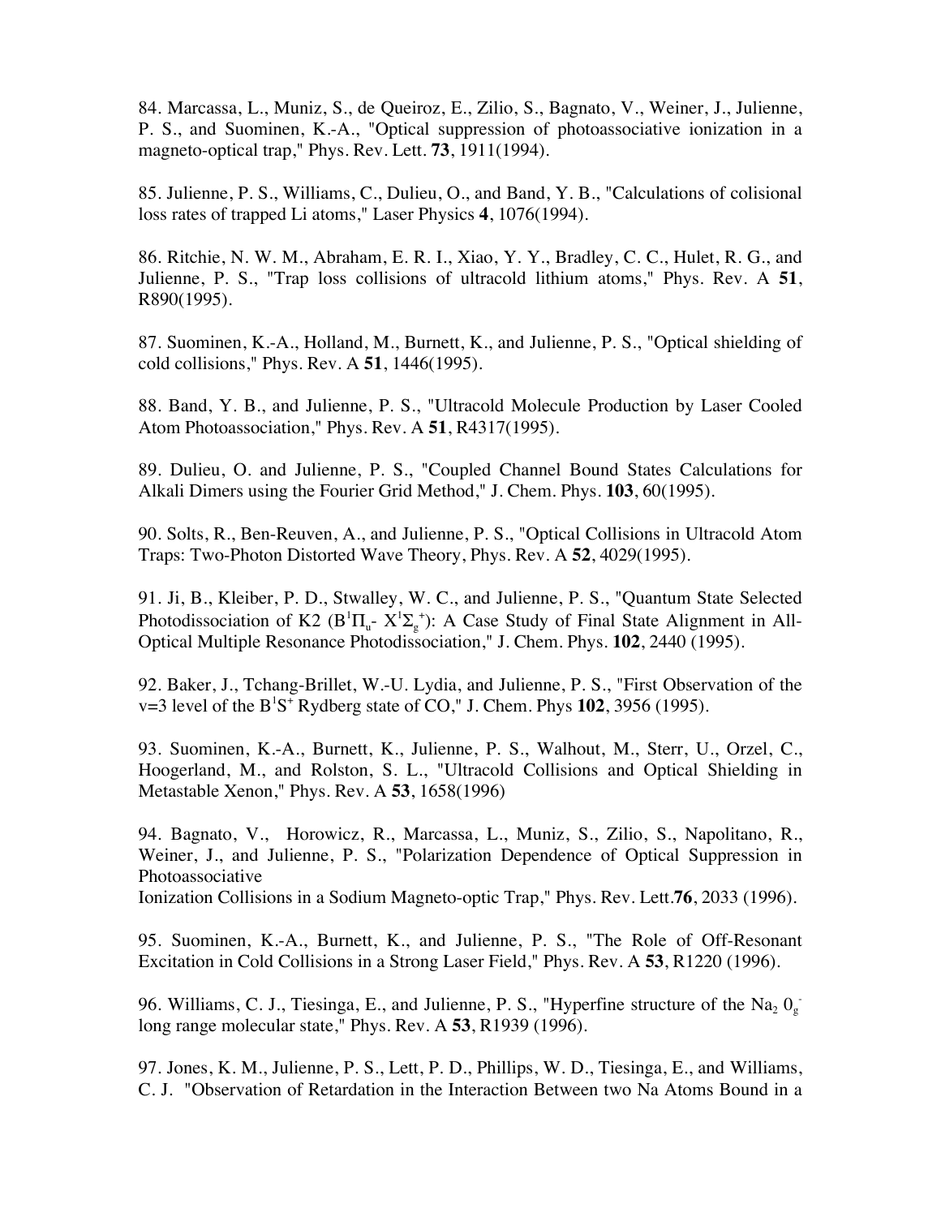84. Marcassa, L., Muniz, S., de Queiroz, E., Zilio, S., Bagnato, V., Weiner, J., Julienne, P. S., and Suominen, K.-A., "Optical suppression of photoassociative ionization in a magneto-optical trap," Phys. Rev. Lett. **73**, 1911(1994).

85. Julienne, P. S., Williams, C., Dulieu, O., and Band, Y. B., "Calculations of colisional loss rates of trapped Li atoms," Laser Physics **4**, 1076(1994).

86. Ritchie, N. W. M., Abraham, E. R. I., Xiao, Y. Y., Bradley, C. C., Hulet, R. G., and Julienne, P. S., "Trap loss collisions of ultracold lithium atoms," Phys. Rev. A **51**, R890(1995).

87. Suominen, K.-A., Holland, M., Burnett, K., and Julienne, P. S., "Optical shielding of cold collisions," Phys. Rev. A **51**, 1446(1995).

88. Band, Y. B., and Julienne, P. S., "Ultracold Molecule Production by Laser Cooled Atom Photoassociation," Phys. Rev. A **51**, R4317(1995).

89. Dulieu, O. and Julienne, P. S., "Coupled Channel Bound States Calculations for Alkali Dimers using the Fourier Grid Method," J. Chem. Phys. **103**, 60(1995).

90. Solts, R., Ben-Reuven, A., and Julienne, P. S., "Optical Collisions in Ultracold Atom Traps: Two-Photon Distorted Wave Theory, Phys. Rev. A **52**, 4029(1995).

91. Ji, B., Kleiber, P. D., Stwalley, W. C., and Julienne, P. S., "Quantum State Selected Photodissociation of K2 ($B^1\Pi_u$- $X^1\Sigma_g^+$): A Case Study of Final State Alignment in All-Optical Multiple Resonance Photodissociation," J. Chem. Phys. **102**, 2440 (1995).

92. Baker, J., Tchang-Brillet, W.-U. Lydia, and Julienne, P. S., "First Observation of the v=3 level of the $B^1S^+$ Rydberg state of CO," J. Chem. Phys **102**, 3956 (1995).

93. Suominen, K.-A., Burnett, K., Julienne, P. S., Walhout, M., Sterr, U., Orzel, C., Hoogerland, M., and Rolston, S. L., "Ultracold Collisions and Optical Shielding in Metastable Xenon," Phys. Rev. A **53**, 1658(1996)

94. Bagnato, V., Horowicz, R., Marcassa, L., Muniz, S., Zilio, S., Napolitano, R., Weiner, J., and Julienne, P. S., "Polarization Dependence of Optical Suppression in Photoassociative
Ionization Collisions in a Sodium Magneto-optic Trap," Phys. Rev. Lett.**76**, 2033 (1996).

95. Suominen, K.-A., Burnett, K., and Julienne, P. S., "The Role of Off-Resonant Excitation in Cold Collisions in a Strong Laser Field," Phys. Rev. A **53**, R1220 (1996).

96. Williams, C. J., Tiesinga, E., and Julienne, P. S., "Hyperfine structure of the $Na_2$ $0_g^-$ long range molecular state," Phys. Rev. A **53**, R1939 (1996).

97. Jones, K. M., Julienne, P. S., Lett, P. D., Phillips, W. D., Tiesinga, E., and Williams, C. J. "Observation of Retardation in the Interaction Between two Na Atoms Bound in a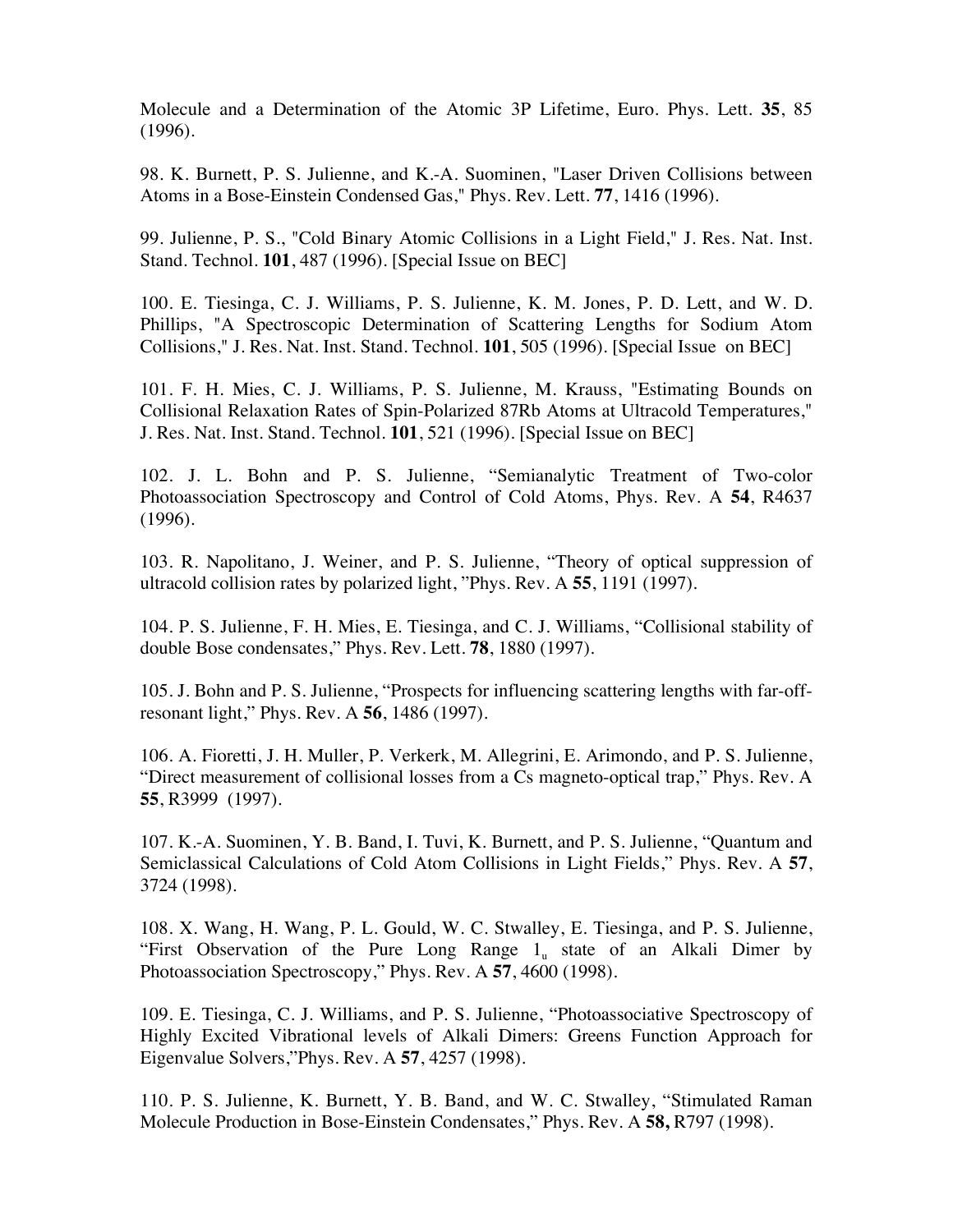Molecule and a Determination of the Atomic 3P Lifetime, Euro. Phys. Lett. **35**, 85 (1996).

98. K. Burnett, P. S. Julienne, and K.-A. Suominen, "Laser Driven Collisions between Atoms in a Bose-Einstein Condensed Gas," Phys. Rev. Lett. **77**, 1416 (1996).

99. Julienne, P. S., "Cold Binary Atomic Collisions in a Light Field," J. Res. Nat. Inst. Stand. Technol. **101**, 487 (1996). [Special Issue on BEC]

100. E. Tiesinga, C. J. Williams, P. S. Julienne, K. M. Jones, P. D. Lett, and W. D. Phillips, "A Spectroscopic Determination of Scattering Lengths for Sodium Atom Collisions," J. Res. Nat. Inst. Stand. Technol. **101**, 505 (1996). [Special Issue on BEC]

101. F. H. Mies, C. J. Williams, P. S. Julienne, M. Krauss, "Estimating Bounds on Collisional Relaxation Rates of Spin-Polarized 87Rb Atoms at Ultracold Temperatures," J. Res. Nat. Inst. Stand. Technol. **101**, 521 (1996). [Special Issue on BEC]

102. J. L. Bohn and P. S. Julienne, "Semianalytic Treatment of Two-color Photoassociation Spectroscopy and Control of Cold Atoms, Phys. Rev. A **54**, R4637 (1996).

103. R. Napolitano, J. Weiner, and P. S. Julienne, "Theory of optical suppression of ultracold collision rates by polarized light, "Phys. Rev. A **55**, 1191 (1997).

104. P. S. Julienne, F. H. Mies, E. Tiesinga, and C. J. Williams, "Collisional stability of double Bose condensates," Phys. Rev. Lett. **78**, 1880 (1997).

105. J. Bohn and P. S. Julienne, "Prospects for influencing scattering lengths with far-off-resonant light," Phys. Rev. A **56**, 1486 (1997).

106. A. Fioretti, J. H. Muller, P. Verkerk, M. Allegrini, E. Arimondo, and P. S. Julienne, "Direct measurement of collisional losses from a Cs magneto-optical trap," Phys. Rev. A **55**, R3999 (1997).

107. K.-A. Suominen, Y. B. Band, I. Tuvi, K. Burnett, and P. S. Julienne, "Quantum and Semiclassical Calculations of Cold Atom Collisions in Light Fields," Phys. Rev. A **57**, 3724 (1998).

108. X. Wang, H. Wang, P. L. Gould, W. C. Stwalley, E. Tiesinga, and P. S. Julienne, "First Observation of the Pure Long Range $1_u$ state of an Alkali Dimer by Photoassociation Spectroscopy," Phys. Rev. A **57**, 4600 (1998).

109. E. Tiesinga, C. J. Williams, and P. S. Julienne, "Photoassociative Spectroscopy of Highly Excited Vibrational levels of Alkali Dimers: Greens Function Approach for Eigenvalue Solvers,"Phys. Rev. A **57**, 4257 (1998).

110. P. S. Julienne, K. Burnett, Y. B. Band, and W. C. Stwalley, "Stimulated Raman Molecule Production in Bose-Einstein Condensates," Phys. Rev. A **58,** R797 (1998).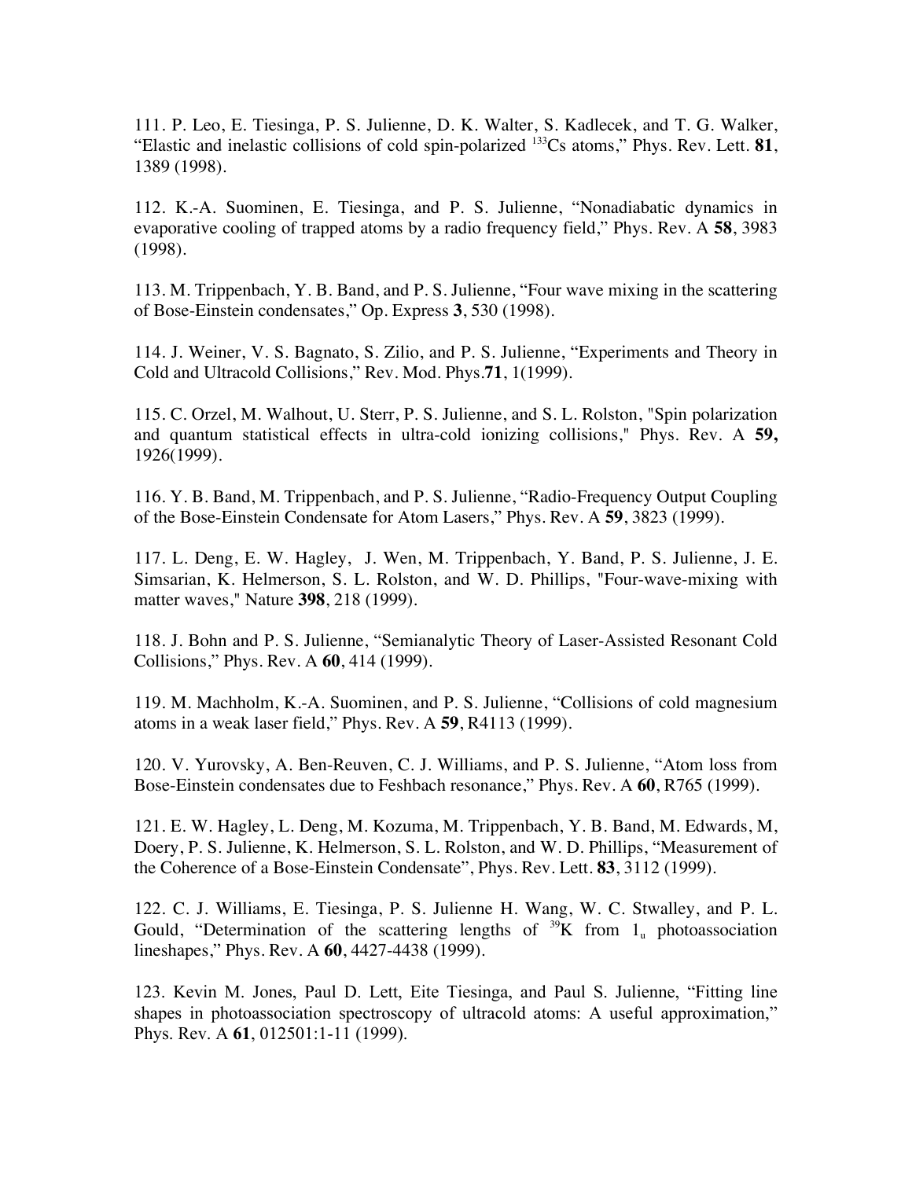111. P. Leo, E. Tiesinga, P. S. Julienne, D. K. Walter, S. Kadlecek, and T. G. Walker, "Elastic and inelastic collisions of cold spin-polarized $^{133}$Cs atoms," Phys. Rev. Lett. **81**, 1389 (1998).

112. K.-A. Suominen, E. Tiesinga, and P. S. Julienne, "Nonadiabatic dynamics in evaporative cooling of trapped atoms by a radio frequency field," Phys. Rev. A **58**, 3983 (1998).

113. M. Trippenbach, Y. B. Band, and P. S. Julienne, "Four wave mixing in the scattering of Bose-Einstein condensates," Op. Express **3**, 530 (1998).

114. J. Weiner, V. S. Bagnato, S. Zilio, and P. S. Julienne, "Experiments and Theory in Cold and Ultracold Collisions," Rev. Mod. Phys.**71**, 1(1999).

115. C. Orzel, M. Walhout, U. Sterr, P. S. Julienne, and S. L. Rolston, "Spin polarization and quantum statistical effects in ultra-cold ionizing collisions," Phys. Rev. A **59,** 1926(1999).

116. Y. B. Band, M. Trippenbach, and P. S. Julienne, "Radio-Frequency Output Coupling of the Bose-Einstein Condensate for Atom Lasers," Phys. Rev. A **59**, 3823 (1999).

117. L. Deng, E. W. Hagley, J. Wen, M. Trippenbach, Y. Band, P. S. Julienne, J. E. Simsarian, K. Helmerson, S. L. Rolston, and W. D. Phillips, "Four-wave-mixing with matter waves," Nature **398**, 218 (1999).

118. J. Bohn and P. S. Julienne, "Semianalytic Theory of Laser-Assisted Resonant Cold Collisions," Phys. Rev. A **60**, 414 (1999).

119. M. Machholm, K.-A. Suominen, and P. S. Julienne, "Collisions of cold magnesium atoms in a weak laser field," Phys. Rev. A **59**, R4113 (1999).

120. V. Yurovsky, A. Ben-Reuven, C. J. Williams, and P. S. Julienne, "Atom loss from Bose-Einstein condensates due to Feshbach resonance," Phys. Rev. A **60**, R765 (1999).

121. E. W. Hagley, L. Deng, M. Kozuma, M. Trippenbach, Y. B. Band, M. Edwards, M, Doery, P. S. Julienne, K. Helmerson, S. L. Rolston, and W. D. Phillips, "Measurement of the Coherence of a Bose-Einstein Condensate", Phys. Rev. Lett. **83**, 3112 (1999).

122. C. J. Williams, E. Tiesinga, P. S. Julienne H. Wang, W. C. Stwalley, and P. L. Gould, "Determination of the scattering lengths of $^{39}$K from $1_u$ photoassociation lineshapes," Phys. Rev. A **60**, 4427-4438 (1999).

123. Kevin M. Jones, Paul D. Lett, Eite Tiesinga, and Paul S. Julienne, "Fitting line shapes in photoassociation spectroscopy of ultracold atoms: A useful approximation," Phys. Rev. A **61**, 012501:1-11 (1999).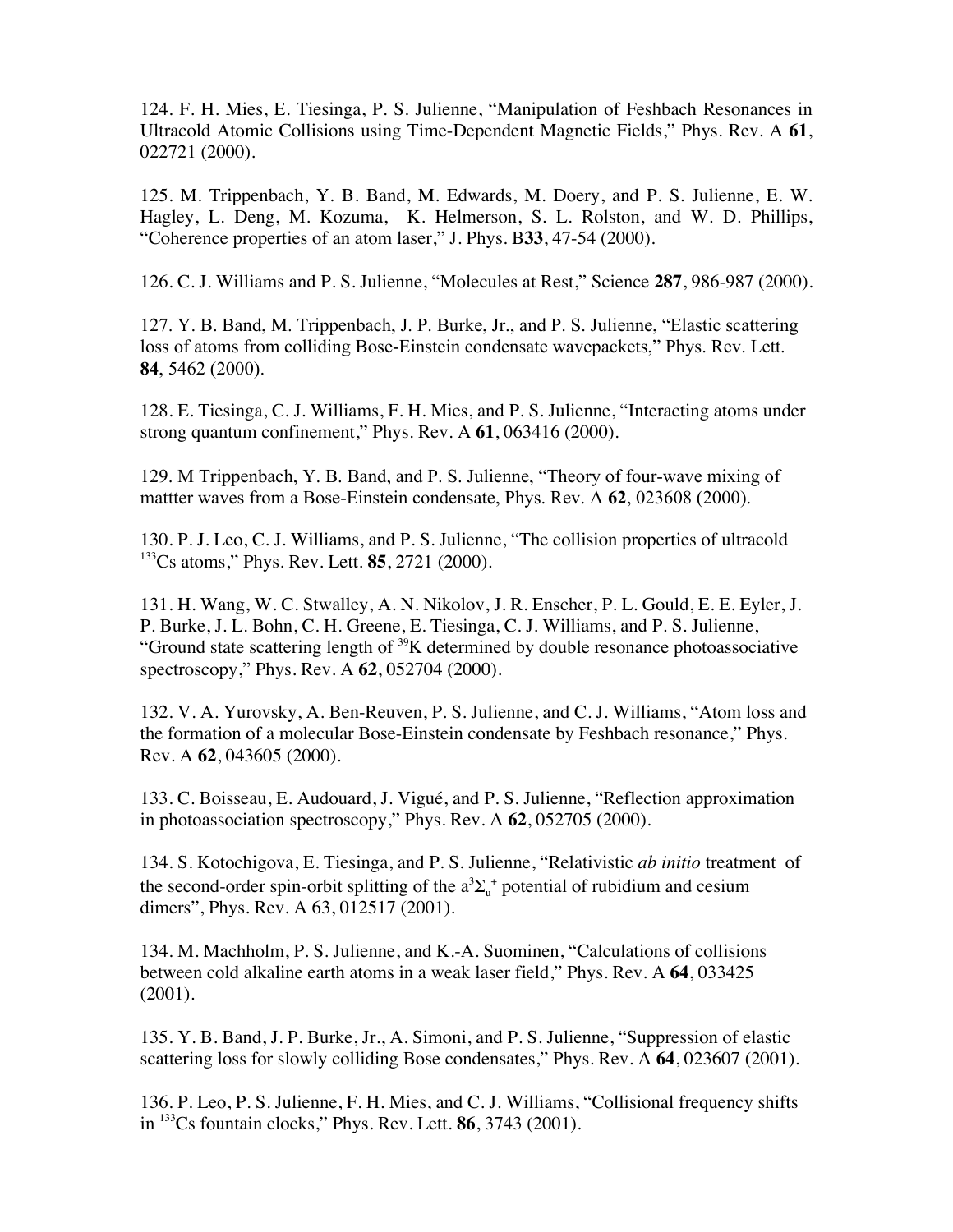124. F. H. Mies, E. Tiesinga, P. S. Julienne, "Manipulation of Feshbach Resonances in Ultracold Atomic Collisions using Time-Dependent Magnetic Fields," Phys. Rev. A **61**, 022721 (2000).

125. M. Trippenbach, Y. B. Band, M. Edwards, M. Doery, and P. S. Julienne, E. W. Hagley, L. Deng, M. Kozuma, K. Helmerson, S. L. Rolston, and W. D. Phillips, "Coherence properties of an atom laser," J. Phys. B**33**, 47-54 (2000).

126. C. J. Williams and P. S. Julienne, "Molecules at Rest," Science **287**, 986-987 (2000).

127. Y. B. Band, M. Trippenbach, J. P. Burke, Jr., and P. S. Julienne, "Elastic scattering loss of atoms from colliding Bose-Einstein condensate wavepackets," Phys. Rev. Lett. **84**, 5462 (2000).

128. E. Tiesinga, C. J. Williams, F. H. Mies, and P. S. Julienne, "Interacting atoms under strong quantum confinement," Phys. Rev. A **61**, 063416 (2000).

129. M Trippenbach, Y. B. Band, and P. S. Julienne, "Theory of four-wave mixing of mattter waves from a Bose-Einstein condensate, Phys. Rev. A **62**, 023608 (2000).

130. P. J. Leo, C. J. Williams, and P. S. Julienne, "The collision properties of ultracold $^{133}$Cs atoms," Phys. Rev. Lett. **85**, 2721 (2000).

131. H. Wang, W. C. Stwalley, A. N. Nikolov, J. R. Enscher, P. L. Gould, E. E. Eyler, J. P. Burke, J. L. Bohn, C. H. Greene, E. Tiesinga, C. J. Williams, and P. S. Julienne, "Ground state scattering length of $^{39}$K determined by double resonance photoassociative spectroscopy," Phys. Rev. A **62**, 052704 (2000).

132. V. A. Yurovsky, A. Ben-Reuven, P. S. Julienne, and C. J. Williams, "Atom loss and the formation of a molecular Bose-Einstein condensate by Feshbach resonance," Phys. Rev. A **62**, 043605 (2000).

133. C. Boisseau, E. Audouard, J. Vigué, and P. S. Julienne, "Reflection approximation in photoassociation spectroscopy," Phys. Rev. A **62**, 052705 (2000).

134. S. Kotochigova, E. Tiesinga, and P. S. Julienne, "Relativistic *ab initio* treatment of the second-order spin-orbit splitting of the $a^3\Sigma_u^+$ potential of rubidium and cesium dimers", Phys. Rev. A 63, 012517 (2001).

134. M. Machholm, P. S. Julienne, and K.-A. Suominen, "Calculations of collisions between cold alkaline earth atoms in a weak laser field," Phys. Rev. A **64**, 033425 (2001).

135. Y. B. Band, J. P. Burke, Jr., A. Simoni, and P. S. Julienne, "Suppression of elastic scattering loss for slowly colliding Bose condensates," Phys. Rev. A **64**, 023607 (2001).

136. P. Leo, P. S. Julienne, F. H. Mies, and C. J. Williams, "Collisional frequency shifts in $^{133}$Cs fountain clocks," Phys. Rev. Lett. **86**, 3743 (2001).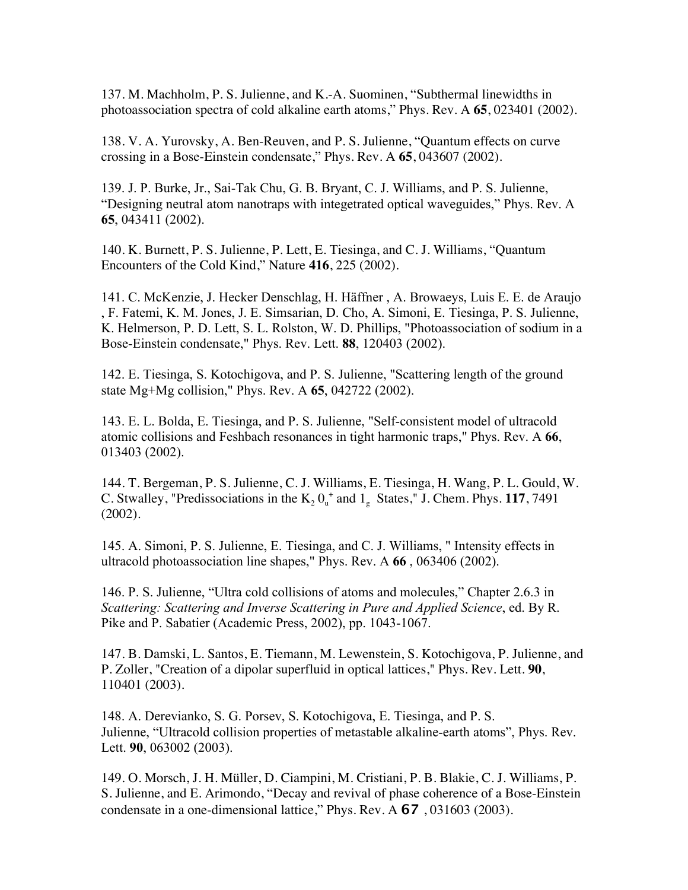137. M. Machholm, P. S. Julienne, and K.-A. Suominen, “Subthermal linewidths in photoassociation spectra of cold alkaline earth atoms,” Phys. Rev. A **65**, 023401 (2002).

138. V. A. Yurovsky, A. Ben-Reuven, and P. S. Julienne, “Quantum effects on curve crossing in a Bose-Einstein condensate,” Phys. Rev. A **65**, 043607 (2002).

139. J. P. Burke, Jr., Sai-Tak Chu, G. B. Bryant, C. J. Williams, and P. S. Julienne, “Designing neutral atom nanotraps with integetrated optical waveguides,” Phys. Rev. A **65**, 043411 (2002).

140. K. Burnett, P. S. Julienne, P. Lett, E. Tiesinga, and C. J. Williams, “Quantum Encounters of the Cold Kind,” Nature **416**, 225 (2002).

141. C. McKenzie, J. Hecker Denschlag, H. Häffner , A. Browaeys, Luis E. E. de Araujo , F. Fatemi, K. M. Jones, J. E. Simsarian, D. Cho, A. Simoni, E. Tiesinga, P. S. Julienne, K. Helmerson, P. D. Lett, S. L. Rolston, W. D. Phillips, "Photoassociation of sodium in a Bose-Einstein condensate," Phys. Rev. Lett. **88**, 120403 (2002).

142. E. Tiesinga, S. Kotochigova, and P. S. Julienne, "Scattering length of the ground state Mg+Mg collision," Phys. Rev. A **65**, 042722 (2002).

143. E. L. Bolda, E. Tiesinga, and P. S. Julienne, "Self-consistent model of ultracold atomic collisions and Feshbach resonances in tight harmonic traps," Phys. Rev. A **66**, 013403 (2002).

144. T. Bergeman, P. S. Julienne, C. J. Williams, E. Tiesinga, H. Wang, P. L. Gould, W. C. Stwalley, "Predissociations in the $K_2$ $0_u^+$ and $1_g$ States," J. Chem. Phys. **117**, 7491 (2002).

145. A. Simoni, P. S. Julienne, E. Tiesinga, and C. J. Williams, " Intensity effects in ultracold photoassociation line shapes," Phys. Rev. A **66** , 063406 (2002).

146. P. S. Julienne, “Ultra cold collisions of atoms and molecules,” Chapter 2.6.3 in *Scattering: Scattering and Inverse Scattering in Pure and Applied Science*, ed. By R. Pike and P. Sabatier (Academic Press, 2002), pp. 1043-1067.

147. B. Damski, L. Santos, E. Tiemann, M. Lewenstein, S. Kotochigova, P. Julienne, and P. Zoller, "Creation of a dipolar superfluid in optical lattices," Phys. Rev. Lett. **90**, 110401 (2003).

148. A. Derevianko, S. G. Porsev, S. Kotochigova, E. Tiesinga, and P. S. Julienne, “Ultracold collision properties of metastable alkaline-earth atoms”, Phys. Rev. Lett. **90**, 063002 (2003).

149. O. Morsch, J. H. Müller, D. Ciampini, M. Cristiani, P. B. Blakie, C. J. Williams, P. S. Julienne, and E. Arimondo, “Decay and revival of phase coherence of a Bose-Einstein condensate in a one-dimensional lattice,” Phys. Rev. A **67** , 031603 (2003).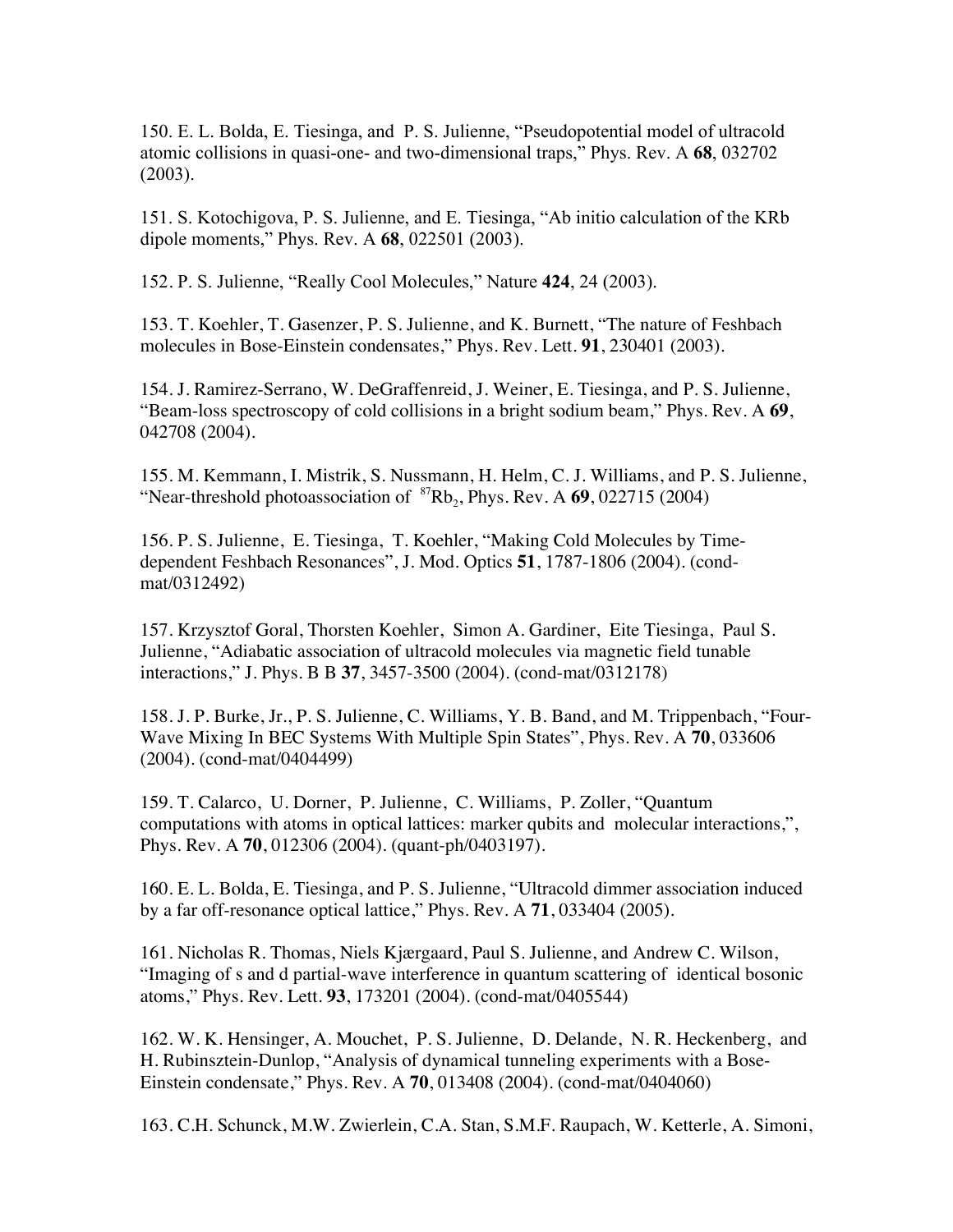150. E. L. Bolda, E. Tiesinga, and P. S. Julienne, "Pseudopotential model of ultracold atomic collisions in quasi-one- and two-dimensional traps," Phys. Rev. A **68**, 032702 (2003).

151. S. Kotochigova, P. S. Julienne, and E. Tiesinga, "Ab initio calculation of the KRb dipole moments," Phys. Rev. A **68**, 022501 (2003).

152. P. S. Julienne, "Really Cool Molecules," Nature **424**, 24 (2003).

153. T. Koehler, T. Gasenzer, P. S. Julienne, and K. Burnett, "The nature of Feshbach molecules in Bose-Einstein condensates," Phys. Rev. Lett. **91**, 230401 (2003).

154. J. Ramirez-Serrano, W. DeGraffenreid, J. Weiner, E. Tiesinga, and P. S. Julienne, "Beam-loss spectroscopy of cold collisions in a bright sodium beam," Phys. Rev. A **69**, 042708 (2004).

155. M. Kemmann, I. Mistrik, S. Nussmann, H. Helm, C. J. Williams, and P. S. Julienne, "Near-threshold photoassociation of $^{87}Rb_2$, Phys. Rev. A **69**, 022715 (2004)

156. P. S. Julienne, E. Tiesinga, T. Koehler, "Making Cold Molecules by Time-dependent Feshbach Resonances", J. Mod. Optics **51**, 1787-1806 (2004). (cond-mat/0312492)

157. Krzysztof Goral, Thorsten Koehler, Simon A. Gardiner, Eite Tiesinga, Paul S. Julienne, "Adiabatic association of ultracold molecules via magnetic field tunable interactions," J. Phys. B B **37**, 3457-3500 (2004). (cond-mat/0312178)

158. J. P. Burke, Jr., P. S. Julienne, C. Williams, Y. B. Band, and M. Trippenbach, "Four-Wave Mixing In BEC Systems With Multiple Spin States", Phys. Rev. A **70**, 033606 (2004). (cond-mat/0404499)

159. T. Calarco, U. Dorner, P. Julienne, C. Williams, P. Zoller, "Quantum computations with atoms in optical lattices: marker qubits and molecular interactions,", Phys. Rev. A **70**, 012306 (2004). (quant-ph/0403197).

160. E. L. Bolda, E. Tiesinga, and P. S. Julienne, "Ultracold dimmer association induced by a far off-resonance optical lattice," Phys. Rev. A **71**, 033404 (2005).

161. Nicholas R. Thomas, Niels Kjærgaard, Paul S. Julienne, and Andrew C. Wilson, "Imaging of s and d partial-wave interference in quantum scattering of identical bosonic atoms," Phys. Rev. Lett. **93**, 173201 (2004). (cond-mat/0405544)

162. W. K. Hensinger, A. Mouchet, P. S. Julienne, D. Delande, N. R. Heckenberg, and H. Rubinsztein-Dunlop, "Analysis of dynamical tunneling experiments with a Bose-Einstein condensate," Phys. Rev. A **70**, 013408 (2004). (cond-mat/0404060)

163. C.H. Schunck, M.W. Zwierlein, C.A. Stan, S.M.F. Raupach, W. Ketterle, A. Simoni,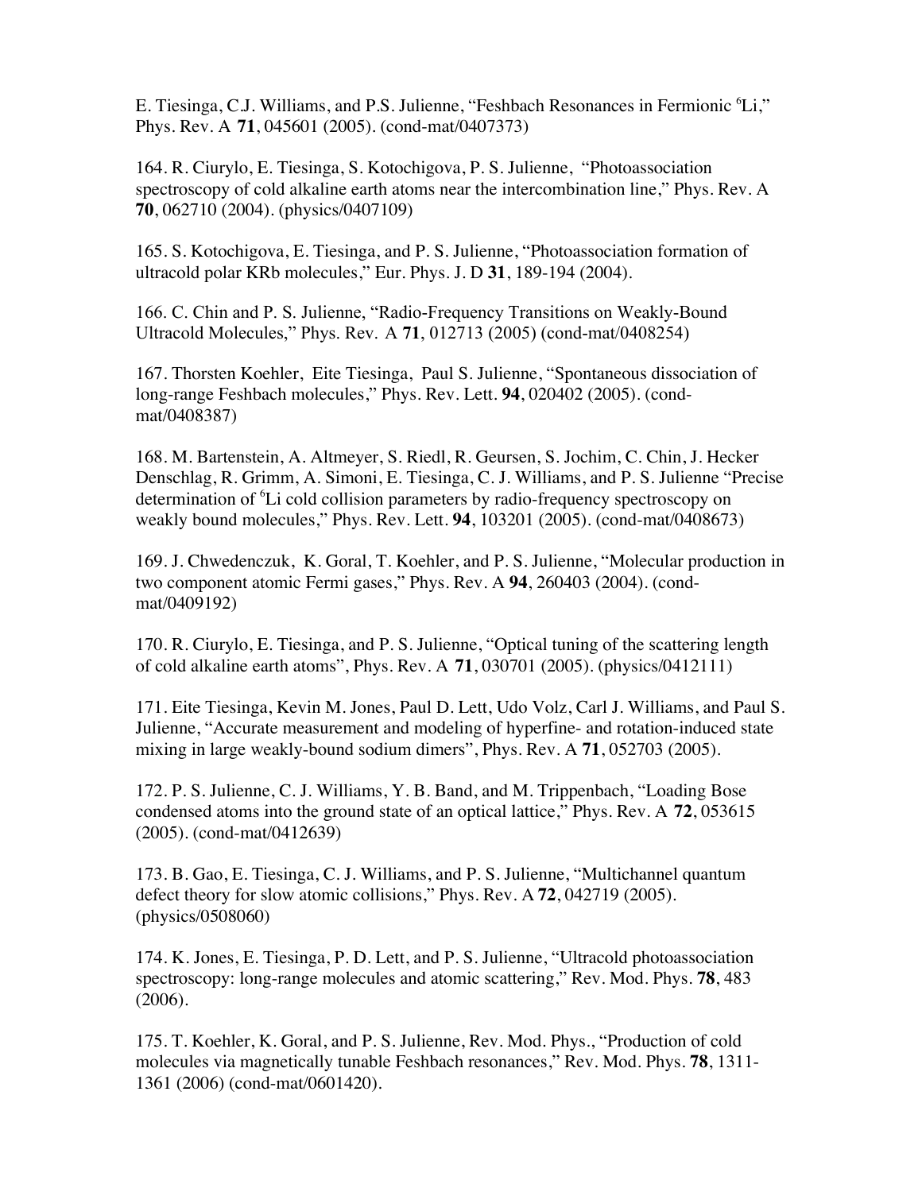E. Tiesinga, C.J. Williams, and P.S. Julienne, "Feshbach Resonances in Fermionic $^6$Li," Phys. Rev. A **71**, 045601 (2005). (cond-mat/0407373)

164. R. Ciurylo, E. Tiesinga, S. Kotochigova, P. S. Julienne, "Photoassociation spectroscopy of cold alkaline earth atoms near the intercombination line," Phys. Rev. A **70**, 062710 (2004). (physics/0407109)

165. S. Kotochigova, E. Tiesinga, and P. S. Julienne, "Photoassociation formation of ultracold polar KRb molecules," Eur. Phys. J. D **31**, 189-194 (2004).

166. C. Chin and P. S. Julienne, "Radio-Frequency Transitions on Weakly-Bound Ultracold Molecules," Phys. Rev. A **71**, 012713 (2005) (cond-mat/0408254)

167. Thorsten Koehler, Eite Tiesinga, Paul S. Julienne, "Spontaneous dissociation of long-range Feshbach molecules," Phys. Rev. Lett. **94**, 020402 (2005). (cond-mat/0408387)

168. M. Bartenstein, A. Altmeyer, S. Riedl, R. Geursen, S. Jochim, C. Chin, J. Hecker Denschlag, R. Grimm, A. Simoni, E. Tiesinga, C. J. Williams, and P. S. Julienne "Precise determination of $^6$Li cold collision parameters by radio-frequency spectroscopy on weakly bound molecules," Phys. Rev. Lett. **94**, 103201 (2005). (cond-mat/0408673)

169. J. Chwedenczuk, K. Goral, T. Koehler, and P. S. Julienne, "Molecular production in two component atomic Fermi gases," Phys. Rev. A **94**, 260403 (2004). (cond-mat/0409192)

170. R. Ciurylo, E. Tiesinga, and P. S. Julienne, "Optical tuning of the scattering length of cold alkaline earth atoms", Phys. Rev. A **71**, 030701 (2005). (physics/0412111)

171. Eite Tiesinga, Kevin M. Jones, Paul D. Lett, Udo Volz, Carl J. Williams, and Paul S. Julienne, "Accurate measurement and modeling of hyperfine- and rotation-induced state mixing in large weakly-bound sodium dimers", Phys. Rev. A **71**, 052703 (2005).

172. P. S. Julienne, C. J. Williams, Y. B. Band, and M. Trippenbach, "Loading Bose condensed atoms into the ground state of an optical lattice," Phys. Rev. A **72**, 053615 (2005). (cond-mat/0412639)

173. B. Gao, E. Tiesinga, C. J. Williams, and P. S. Julienne, "Multichannel quantum defect theory for slow atomic collisions," Phys. Rev. A **72**, 042719 (2005). (physics/0508060)

174. K. Jones, E. Tiesinga, P. D. Lett, and P. S. Julienne, "Ultracold photoassociation spectroscopy: long-range molecules and atomic scattering," Rev. Mod. Phys. **78**, 483 (2006).

175. T. Koehler, K. Goral, and P. S. Julienne, Rev. Mod. Phys., "Production of cold molecules via magnetically tunable Feshbach resonances," Rev. Mod. Phys. **78**, 1311-1361 (2006) (cond-mat/0601420).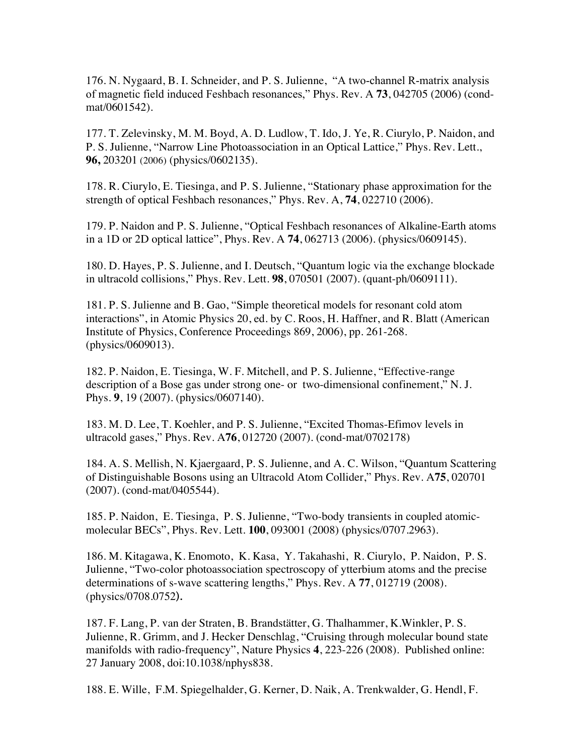176. N. Nygaard, B. I. Schneider, and P. S. Julienne, "A two-channel R-matrix analysis of magnetic field induced Feshbach resonances," Phys. Rev. A **73**, 042705 (2006) (cond-mat/0601542).

177. T. Zelevinsky, M. M. Boyd, A. D. Ludlow, T. Ido, J. Ye, R. Ciurylo, P. Naidon, and P. S. Julienne, "Narrow Line Photoassociation in an Optical Lattice," Phys. Rev. Lett., **96,** 203201 (2006) (physics/0602135).

178. R. Ciurylo, E. Tiesinga, and P. S. Julienne, "Stationary phase approximation for the strength of optical Feshbach resonances," Phys. Rev. A, **74**, 022710 (2006).

179. P. Naidon and P. S. Julienne, "Optical Feshbach resonances of Alkaline-Earth atoms in a 1D or 2D optical lattice", Phys. Rev. A **74**, 062713 (2006). (physics/0609145).

180. D. Hayes, P. S. Julienne, and I. Deutsch, "Quantum logic via the exchange blockade in ultracold collisions," Phys. Rev. Lett. **98**, 070501 (2007). (quant-ph/0609111).

181. P. S. Julienne and B. Gao, "Simple theoretical models for resonant cold atom interactions", in Atomic Physics 20, ed. by C. Roos, H. Haffner, and R. Blatt (American Institute of Physics, Conference Proceedings 869, 2006), pp. 261-268. (physics/0609013).

182. P. Naidon, E. Tiesinga, W. F. Mitchell, and P. S. Julienne, "Effective-range description of a Bose gas under strong one- or two-dimensional confinement," N. J. Phys. **9**, 19 (2007). (physics/0607140).

183. M. D. Lee, T. Koehler, and P. S. Julienne, "Excited Thomas-Efimov levels in ultracold gases," Phys. Rev. A**76**, 012720 (2007). (cond-mat/0702178)

184. A. S. Mellish, N. Kjaergaard, P. S. Julienne, and A. C. Wilson, "Quantum Scattering of Distinguishable Bosons using an Ultracold Atom Collider," Phys. Rev. A**75**, 020701 (2007). (cond-mat/0405544).

185. P. Naidon, E. Tiesinga, P. S. Julienne, "Two-body transients in coupled atomic-molecular BECs", Phys. Rev. Lett. **100**, 093001 (2008) (physics/0707.2963).

186. M. Kitagawa, K. Enomoto, K. Kasa, Y. Takahashi, R. Ciurylo, P. Naidon, P. S. Julienne, "Two-color photoassociation spectroscopy of ytterbium atoms and the precise determinations of s-wave scattering lengths," Phys. Rev. A **77**, 012719 (2008). (physics/0708.0752).

187. F. Lang, P. van der Straten, B. Brandstätter, G. Thalhammer, K.Winkler, P. S. Julienne, R. Grimm, and J. Hecker Denschlag, "Cruising through molecular bound state manifolds with radio-frequency", Nature Physics **4**, 223-226 (2008). Published online: 27 January 2008, doi:10.1038/nphys838.

188. E. Wille, F.M. Spiegelhalder, G. Kerner, D. Naik, A. Trenkwalder, G. Hendl, F.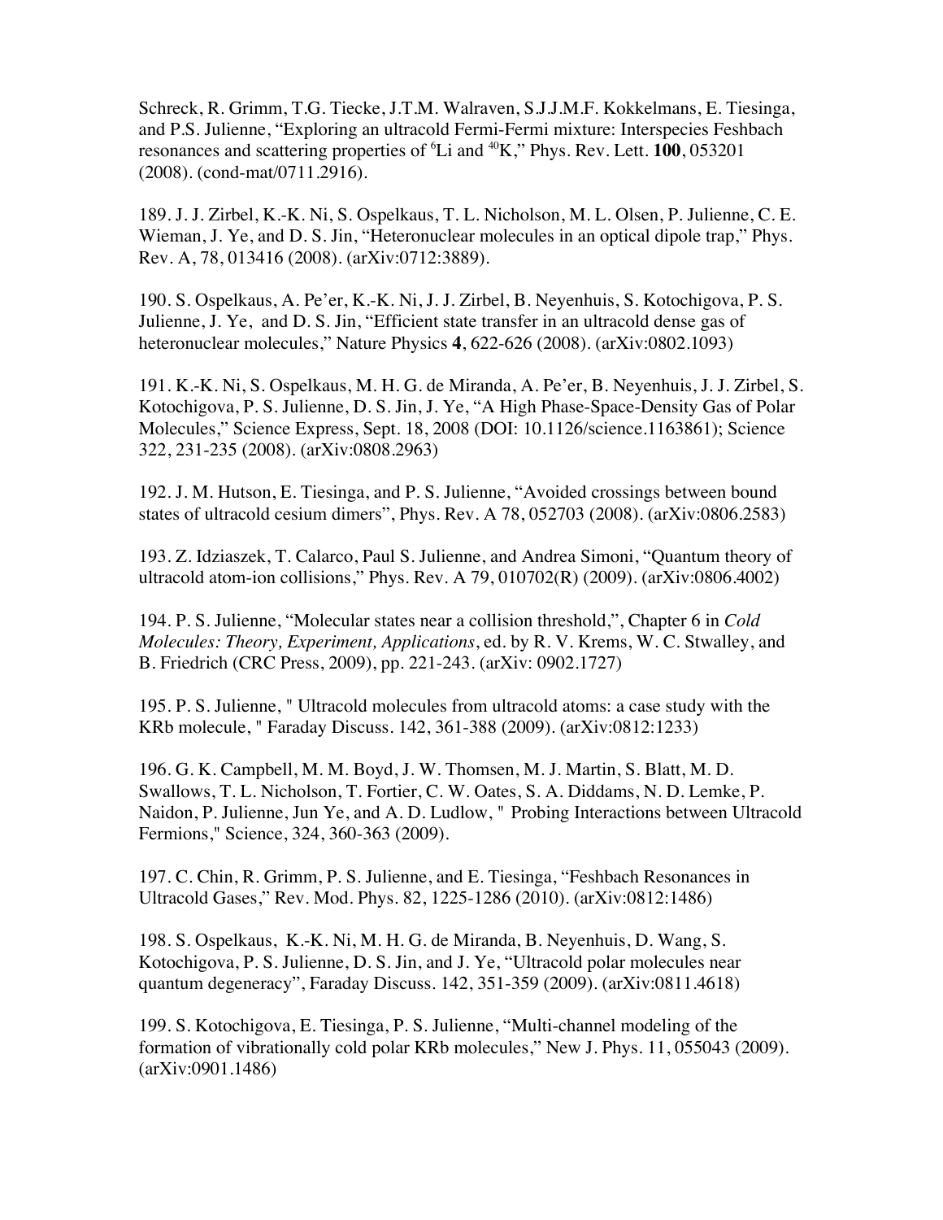Schreck, R. Grimm, T.G. Tiecke, J.T.M. Walraven, S.J.J.M.F. Kokkelmans, E. Tiesinga, and P.S. Julienne, "Exploring an ultracold Fermi-Fermi mixture: Interspecies Feshbach resonances and scattering properties of $^6$Li and $^{40}$K," Phys. Rev. Lett. **100**, 053201 (2008). (cond-mat/0711.2916).

189. J. J. Zirbel, K.-K. Ni, S. Ospelkaus, T. L. Nicholson, M. L. Olsen, P. Julienne, C. E. Wieman, J. Ye, and D. S. Jin, "Heteronuclear molecules in an optical dipole trap," Phys. Rev. A, 78, 013416 (2008). (arXiv:0712:3889).

190. S. Ospelkaus, A. Pe'er, K.-K. Ni, J. J. Zirbel, B. Neyenhuis, S. Kotochigova, P. S. Julienne, J. Ye, and D. S. Jin, "Efficient state transfer in an ultracold dense gas of heteronuclear molecules," Nature Physics **4**, 622-626 (2008). (arXiv:0802.1093)

191. K.-K. Ni, S. Ospelkaus, M. H. G. de Miranda, A. Pe'er, B. Neyenhuis, J. J. Zirbel, S. Kotochigova, P. S. Julienne, D. S. Jin, J. Ye, "A High Phase-Space-Density Gas of Polar Molecules," Science Express, Sept. 18, 2008 (DOI: 10.1126/science.1163861); Science 322, 231-235 (2008). (arXiv:0808.2963)

192. J. M. Hutson, E. Tiesinga, and P. S. Julienne, "Avoided crossings between bound states of ultracold cesium dimers", Phys. Rev. A 78, 052703 (2008). (arXiv:0806.2583)

193. Z. Idziaszek, T. Calarco, Paul S. Julienne, and Andrea Simoni, "Quantum theory of ultracold atom-ion collisions," Phys. Rev. A 79, 010702(R) (2009). (arXiv:0806.4002)

194. P. S. Julienne, "Molecular states near a collision threshold,", Chapter 6 in *Cold Molecules: Theory, Experiment, Applications*, ed. by R. V. Krems, W. C. Stwalley, and B. Friedrich (CRC Press, 2009), pp. 221-243. (arXiv: 0902.1727)

195. P. S. Julienne, " Ultracold molecules from ultracold atoms: a case study with the KRb molecule, " Faraday Discuss. 142, 361-388 (2009). (arXiv:0812:1233)

196. G. K. Campbell, M. M. Boyd, J. W. Thomsen, M. J. Martin, S. Blatt, M. D. Swallows, T. L. Nicholson, T. Fortier, C. W. Oates, S. A. Diddams, N. D. Lemke, P. Naidon, P. Julienne, Jun Ye, and A. D. Ludlow, " Probing Interactions between Ultracold Fermions," Science, 324, 360-363 (2009).

197. C. Chin, R. Grimm, P. S. Julienne, and E. Tiesinga, "Feshbach Resonances in Ultracold Gases," Rev. Mod. Phys. 82, 1225-1286 (2010). (arXiv:0812:1486)

198. S. Ospelkaus, K.-K. Ni, M. H. G. de Miranda, B. Neyenhuis, D. Wang, S. Kotochigova, P. S. Julienne, D. S. Jin, and J. Ye, "Ultracold polar molecules near quantum degeneracy", Faraday Discuss. 142, 351-359 (2009). (arXiv:0811.4618)

199. S. Kotochigova, E. Tiesinga, P. S. Julienne, "Multi-channel modeling of the formation of vibrationally cold polar KRb molecules," New J. Phys. 11, 055043 (2009). (arXiv:0901.1486)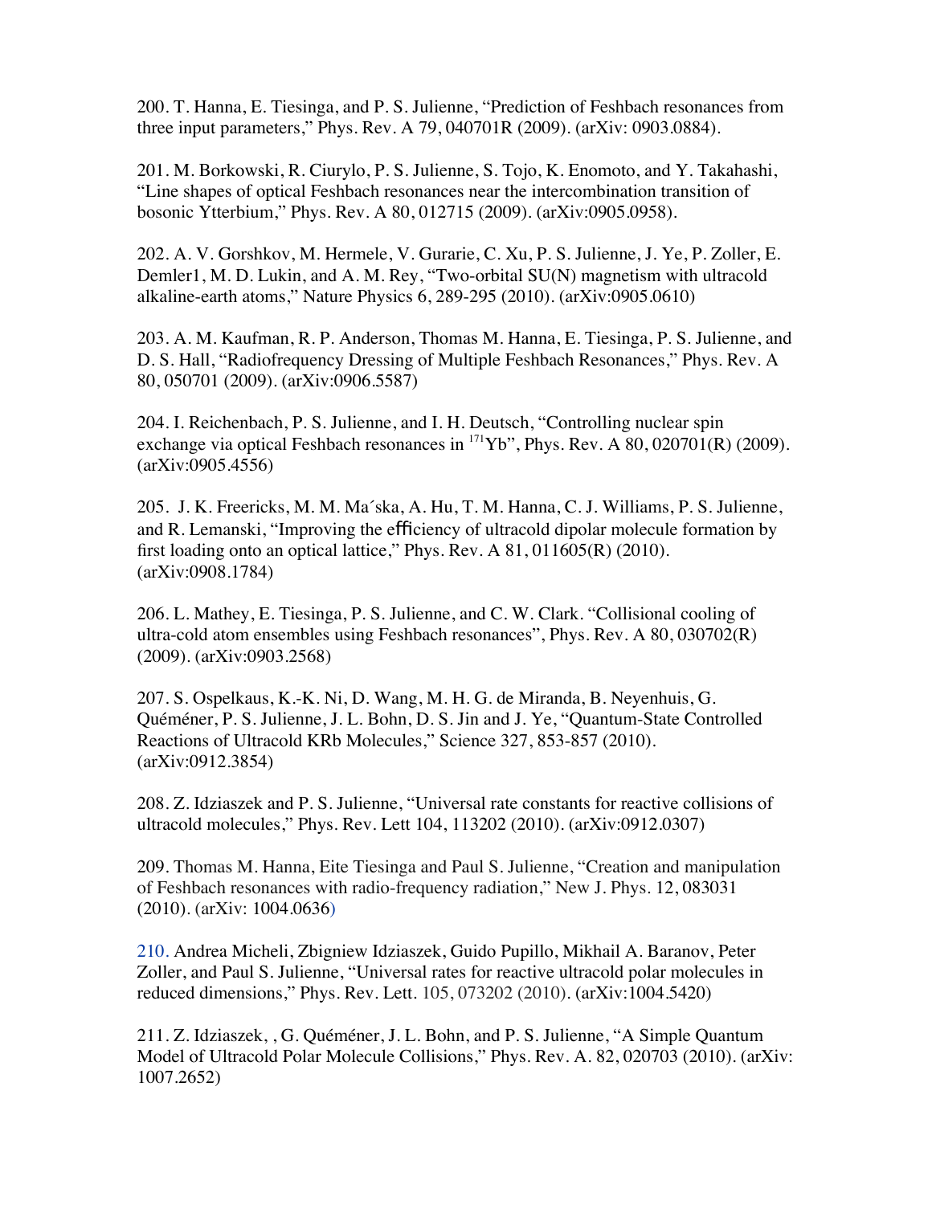200. T. Hanna, E. Tiesinga, and P. S. Julienne, "Prediction of Feshbach resonances from three input parameters," Phys. Rev. A 79, 040701R (2009). (arXiv: 0903.0884).

201. M. Borkowski, R. Ciurylo, P. S. Julienne, S. Tojo, K. Enomoto, and Y. Takahashi, "Line shapes of optical Feshbach resonances near the intercombination transition of bosonic Ytterbium," Phys. Rev. A 80, 012715 (2009). (arXiv:0905.0958).

202. A. V. Gorshkov, M. Hermele, V. Gurarie, C. Xu, P. S. Julienne, J. Ye, P. Zoller, E. Demler1, M. D. Lukin, and A. M. Rey, "Two-orbital SU(N) magnetism with ultracold alkaline-earth atoms," Nature Physics 6, 289-295 (2010). (arXiv:0905.0610)

203. A. M. Kaufman, R. P. Anderson, Thomas M. Hanna, E. Tiesinga, P. S. Julienne, and D. S. Hall, "Radiofrequency Dressing of Multiple Feshbach Resonances," Phys. Rev. A 80, 050701 (2009). (arXiv:0906.5587)

204. I. Reichenbach, P. S. Julienne, and I. H. Deutsch, "Controlling nuclear spin exchange via optical Feshbach resonances in $^{171}$Yb", Phys. Rev. A 80, 020701(R) (2009). (arXiv:0905.4556)

205. J. K. Freericks, M. M. Ma´ska, A. Hu, T. M. Hanna, C. J. Williams, P. S. Julienne, and R. Lemanski, "Improving the efficiency of ultracold dipolar molecule formation by first loading onto an optical lattice," Phys. Rev. A 81, 011605(R) (2010). (arXiv:0908.1784)

206. L. Mathey, E. Tiesinga, P. S. Julienne, and C. W. Clark. "Collisional cooling of ultra-cold atom ensembles using Feshbach resonances", Phys. Rev. A 80, 030702(R) (2009). (arXiv:0903.2568)

207. S. Ospelkaus, K.-K. Ni, D. Wang, M. H. G. de Miranda, B. Neyenhuis, G. Quéméner, P. S. Julienne, J. L. Bohn, D. S. Jin and J. Ye, "Quantum-State Controlled Reactions of Ultracold KRb Molecules," Science 327, 853-857 (2010). (arXiv:0912.3854)

208. Z. Idziaszek and P. S. Julienne, "Universal rate constants for reactive collisions of ultracold molecules," Phys. Rev. Lett 104, 113202 (2010). (arXiv:0912.0307)

209. Thomas M. Hanna, Eite Tiesinga and Paul S. Julienne, "Creation and manipulation of Feshbach resonances with radio-frequency radiation," New J. Phys. 12, 083031 (2010). (arXiv: 1004.0636)

210. Andrea Micheli, Zbigniew Idziaszek, Guido Pupillo, Mikhail A. Baranov, Peter Zoller, and Paul S. Julienne, "Universal rates for reactive ultracold polar molecules in reduced dimensions," Phys. Rev. Lett. 105, 073202 (2010). (arXiv:1004.5420)

211. Z. Idziaszek, , G. Quéméner, J. L. Bohn, and P. S. Julienne, "A Simple Quantum Model of Ultracold Polar Molecule Collisions," Phys. Rev. A. 82, 020703 (2010). (arXiv: 1007.2652)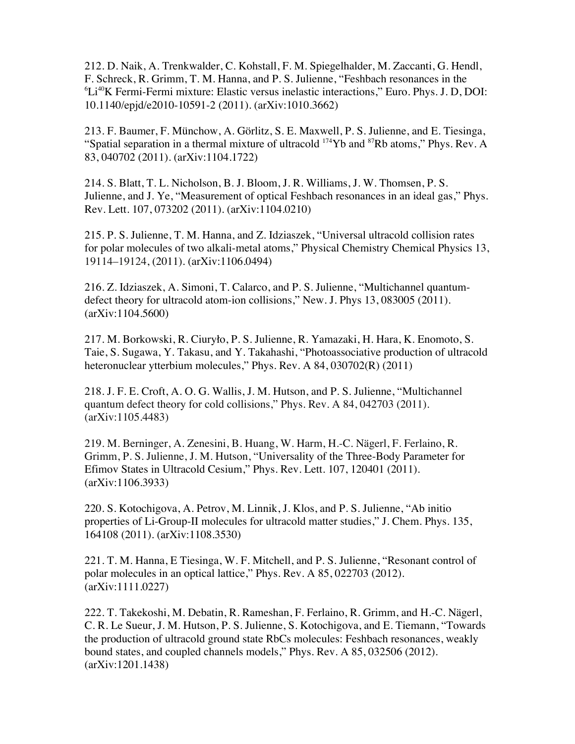212. D. Naik, A. Trenkwalder, C. Kohstall, F. M. Spiegelhalder, M. Zaccanti, G. Hendl, F. Schreck, R. Grimm, T. M. Hanna, and P. S. Julienne, "Feshbach resonances in the $^{6}Li^{40}K$ Fermi-Fermi mixture: Elastic versus inelastic interactions," Euro. Phys. J. D, DOI: 10.1140/epjd/e2010-10591-2 (2011). (arXiv:1010.3662)

213. F. Baumer, F. Münchow, A. Görlitz, S. E. Maxwell, P. S. Julienne, and E. Tiesinga, "Spatial separation in a thermal mixture of ultracold $^{174}Yb$ and $^{87}Rb$ atoms," Phys. Rev. A 83, 040702 (2011). (arXiv:1104.1722)

214. S. Blatt, T. L. Nicholson, B. J. Bloom, J. R. Williams, J. W. Thomsen, P. S. Julienne, and J. Ye, "Measurement of optical Feshbach resonances in an ideal gas," Phys. Rev. Lett. 107, 073202 (2011). (arXiv:1104.0210)

215. P. S. Julienne, T. M. Hanna, and Z. Idziaszek, "Universal ultracold collision rates for polar molecules of two alkali-metal atoms," Physical Chemistry Chemical Physics 13, 19114–19124, (2011). (arXiv:1106.0494)

216. Z. Idziaszek, A. Simoni, T. Calarco, and P. S. Julienne, "Multichannel quantum-defect theory for ultracold atom-ion collisions," New. J. Phys 13, 083005 (2011). (arXiv:1104.5600)

217. M. Borkowski, R. Ciuryło, P. S. Julienne, R. Yamazaki, H. Hara, K. Enomoto, S. Taie, S. Sugawa, Y. Takasu, and Y. Takahashi, "Photoassociative production of ultracold heteronuclear ytterbium molecules," Phys. Rev. A 84, 030702(R) (2011)

218. J. F. E. Croft, A. O. G. Wallis, J. M. Hutson, and P. S. Julienne, "Multichannel quantum defect theory for cold collisions," Phys. Rev. A 84, 042703 (2011). (arXiv:1105.4483)

219. M. Berninger, A. Zenesini, B. Huang, W. Harm, H.-C. Nägerl, F. Ferlaino, R. Grimm, P. S. Julienne, J. M. Hutson, "Universality of the Three-Body Parameter for Efimov States in Ultracold Cesium," Phys. Rev. Lett. 107, 120401 (2011). (arXiv:1106.3933)

220. S. Kotochigova, A. Petrov, M. Linnik, J. Klos, and P. S. Julienne, "Ab initio properties of Li-Group-II molecules for ultracold matter studies," J. Chem. Phys. 135, 164108 (2011). (arXiv:1108.3530)

221. T. M. Hanna, E Tiesinga, W. F. Mitchell, and P. S. Julienne, "Resonant control of polar molecules in an optical lattice," Phys. Rev. A 85, 022703 (2012). (arXiv:1111.0227)

222. T. Takekoshi, M. Debatin, R. Rameshan, F. Ferlaino, R. Grimm, and H.-C. Nägerl, C. R. Le Sueur, J. M. Hutson, P. S. Julienne, S. Kotochigova, and E. Tiemann, "Towards the production of ultracold ground state RbCs molecules: Feshbach resonances, weakly bound states, and coupled channels models," Phys. Rev. A 85, 032506 (2012). (arXiv:1201.1438)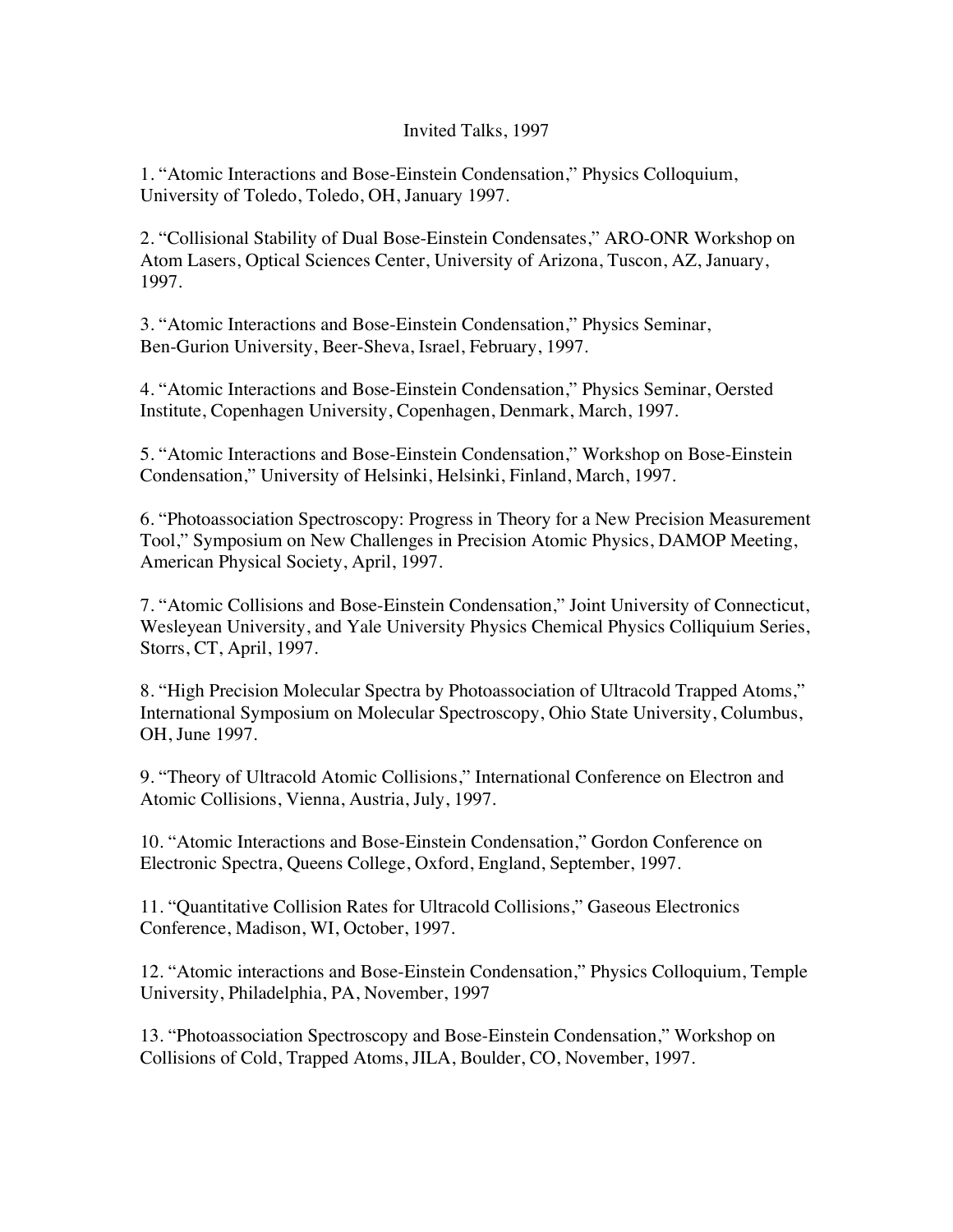# Invited Talks, 1997

1. "Atomic Interactions and Bose-Einstein Condensation," Physics Colloquium, University of Toledo, Toledo, OH, January 1997.

2. "Collisional Stability of Dual Bose-Einstein Condensates," ARO-ONR Workshop on Atom Lasers, Optical Sciences Center, University of Arizona, Tuscon, AZ, January, 1997.

3. "Atomic Interactions and Bose-Einstein Condensation," Physics Seminar, Ben-Gurion University, Beer-Sheva, Israel, February, 1997.

4. "Atomic Interactions and Bose-Einstein Condensation," Physics Seminar, Oersted Institute, Copenhagen University, Copenhagen, Denmark, March, 1997.

5. "Atomic Interactions and Bose-Einstein Condensation," Workshop on Bose-Einstein Condensation," University of Helsinki, Helsinki, Finland, March, 1997.

6. "Photoassociation Spectroscopy: Progress in Theory for a New Precision Measurement Tool," Symposium on New Challenges in Precision Atomic Physics, DAMOP Meeting, American Physical Society, April, 1997.

7. "Atomic Collisions and Bose-Einstein Condensation," Joint University of Connecticut, Wesleyean University, and Yale University Physics Chemical Physics Colliquium Series, Storrs, CT, April, 1997.

8. "High Precision Molecular Spectra by Photoassociation of Ultracold Trapped Atoms," International Symposium on Molecular Spectroscopy, Ohio State University, Columbus, OH, June 1997.

9. "Theory of Ultracold Atomic Collisions," International Conference on Electron and Atomic Collisions, Vienna, Austria, July, 1997.

10. "Atomic Interactions and Bose-Einstein Condensation," Gordon Conference on Electronic Spectra, Queens College, Oxford, England, September, 1997.

11. "Quantitative Collision Rates for Ultracold Collisions," Gaseous Electronics Conference, Madison, WI, October, 1997.

12. "Atomic interactions and Bose-Einstein Condensation," Physics Colloquium, Temple University, Philadelphia, PA, November, 1997

13. "Photoassociation Spectroscopy and Bose-Einstein Condensation," Workshop on Collisions of Cold, Trapped Atoms, JILA, Boulder, CO, November, 1997.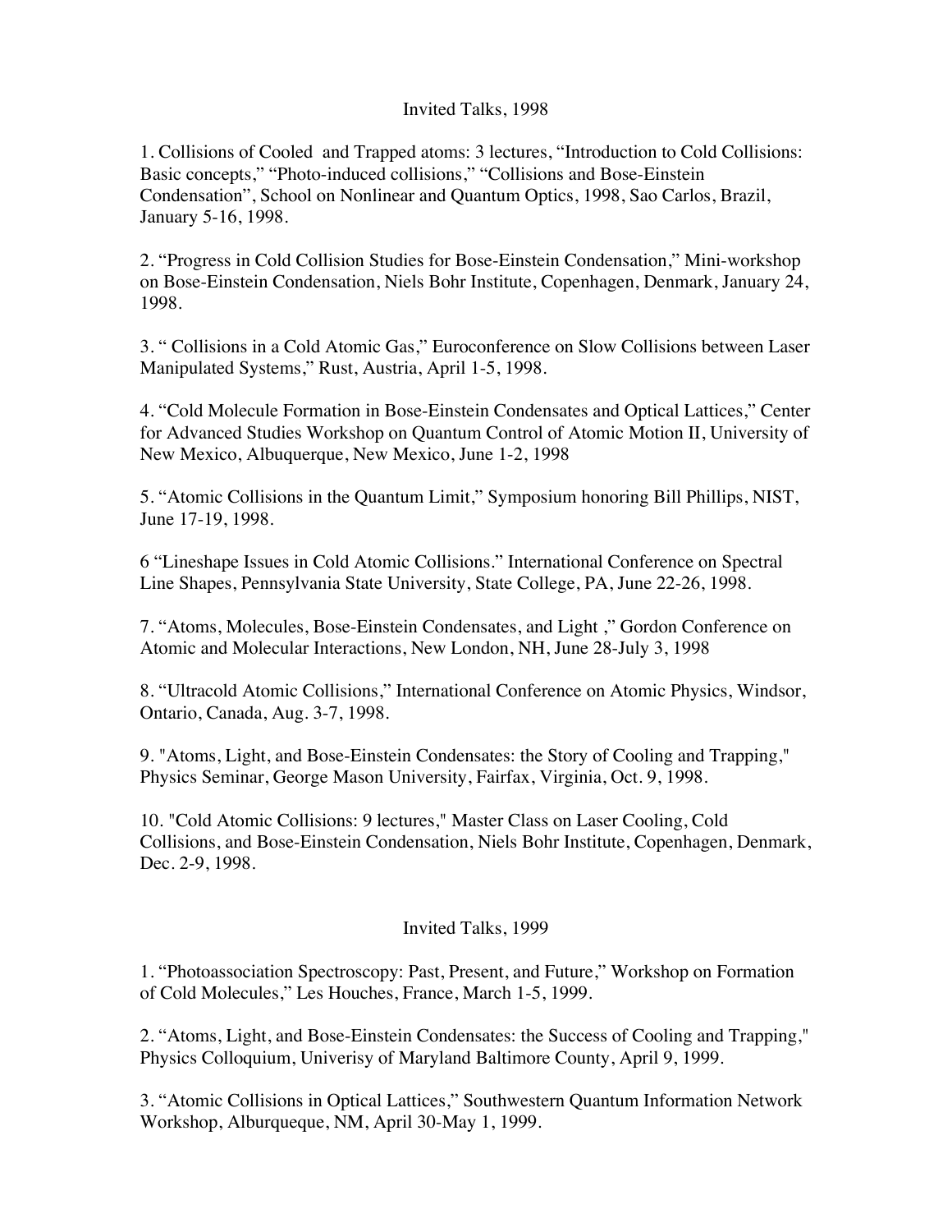## Invited Talks, 1998

1. Collisions of Cooled  and Trapped atoms: 3 lectures, “Introduction to Cold Collisions: Basic concepts,” “Photo-induced collisions,” “Collisions and Bose-Einstein Condensation”, School on Nonlinear and Quantum Optics, 1998, Sao Carlos, Brazil, January 5-16, 1998.

2. “Progress in Cold Collision Studies for Bose-Einstein Condensation,” Mini-workshop on Bose-Einstein Condensation, Niels Bohr Institute, Copenhagen, Denmark, January 24, 1998.

3. “ Collisions in a Cold Atomic Gas,” Euroconference on Slow Collisions between Laser Manipulated Systems,” Rust, Austria, April 1-5, 1998.

4. “Cold Molecule Formation in Bose-Einstein Condensates and Optical Lattices,” Center for Advanced Studies Workshop on Quantum Control of Atomic Motion II, University of New Mexico, Albuquerque, New Mexico, June 1-2, 1998

5. “Atomic Collisions in the Quantum Limit,” Symposium honoring Bill Phillips, NIST, June 17-19, 1998.

6 “Lineshape Issues in Cold Atomic Collisions.” International Conference on Spectral Line Shapes, Pennsylvania State University, State College, PA, June 22-26, 1998.

7. “Atoms, Molecules, Bose-Einstein Condensates, and Light ,” Gordon Conference on Atomic and Molecular Interactions, New London, NH, June 28-July 3, 1998

8. “Ultracold Atomic Collisions,” International Conference on Atomic Physics, Windsor, Ontario, Canada, Aug. 3-7, 1998.

9. "Atoms, Light, and Bose-Einstein Condensates: the Story of Cooling and Trapping," Physics Seminar, George Mason University, Fairfax, Virginia, Oct. 9, 1998.

10. "Cold Atomic Collisions: 9 lectures," Master Class on Laser Cooling, Cold Collisions, and Bose-Einstein Condensation, Niels Bohr Institute, Copenhagen, Denmark, Dec. 2-9, 1998.

## Invited Talks, 1999

1. “Photoassociation Spectroscopy: Past, Present, and Future,” Workshop on Formation of Cold Molecules,” Les Houches, France, March 1-5, 1999.

2. “Atoms, Light, and Bose-Einstein Condensates: the Success of Cooling and Trapping," Physics Colloquium, Univerisy of Maryland Baltimore County, April 9, 1999.

3. “Atomic Collisions in Optical Lattices,” Southwestern Quantum Information Network Workshop, Alburqueque, NM, April 30-May 1, 1999.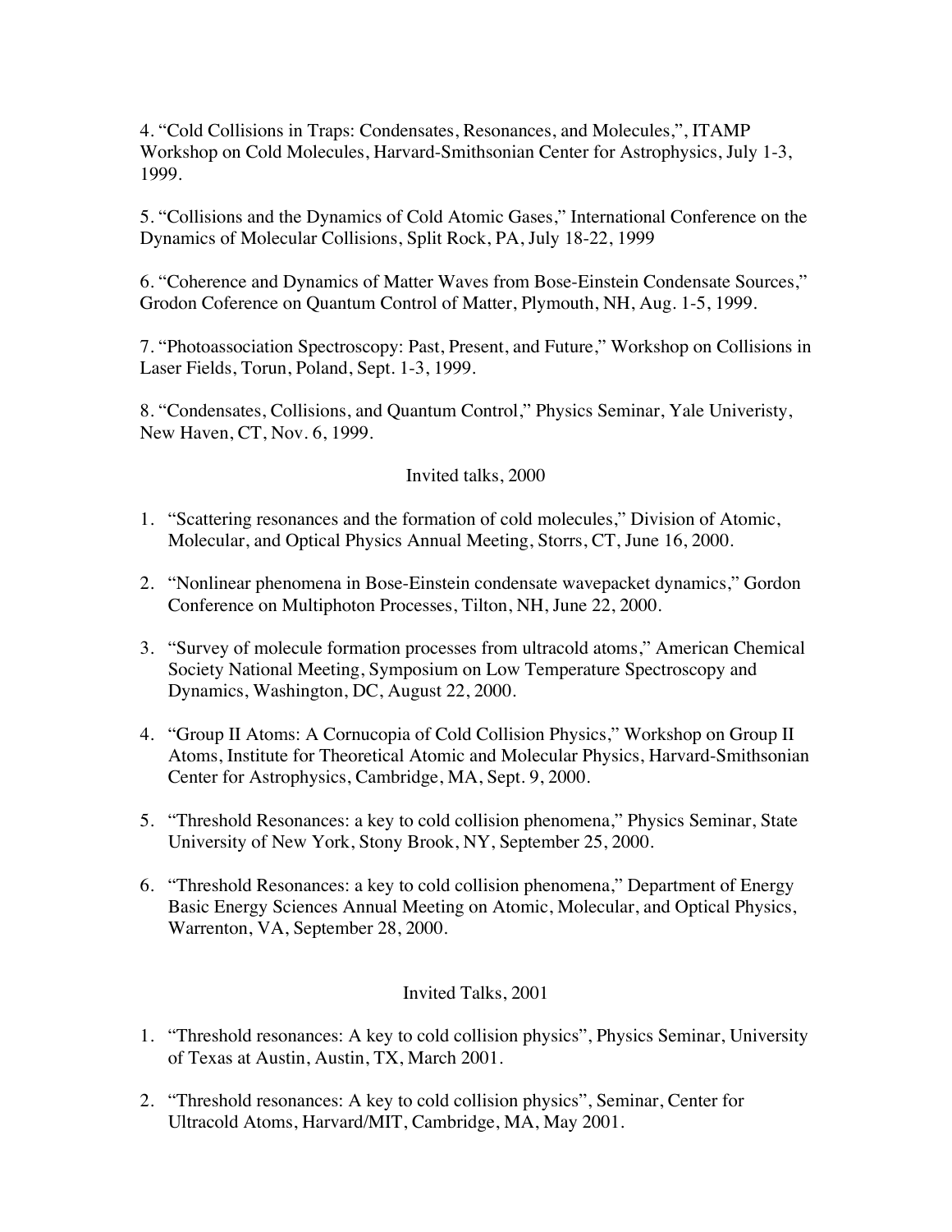4. "Cold Collisions in Traps: Condensates, Resonances, and Molecules,", ITAMP Workshop on Cold Molecules, Harvard-Smithsonian Center for Astrophysics, July 1-3, 1999.

5. "Collisions and the Dynamics of Cold Atomic Gases," International Conference on the Dynamics of Molecular Collisions, Split Rock, PA, July 18-22, 1999

6. "Coherence and Dynamics of Matter Waves from Bose-Einstein Condensate Sources," Grodon Coference on Quantum Control of Matter, Plymouth, NH, Aug. 1-5, 1999.

7. "Photoassociation Spectroscopy: Past, Present, and Future," Workshop on Collisions in Laser Fields, Torun, Poland, Sept. 1-3, 1999.

8. "Condensates, Collisions, and Quantum Control," Physics Seminar, Yale Univeristy, New Haven, CT, Nov. 6, 1999.

Invited talks, 2000

1. "Scattering resonances and the formation of cold molecules," Division of Atomic, Molecular, and Optical Physics Annual Meeting, Storrs, CT, June 16, 2000.

2. "Nonlinear phenomena in Bose-Einstein condensate wavepacket dynamics," Gordon Conference on Multiphoton Processes, Tilton, NH, June 22, 2000.

3. "Survey of molecule formation processes from ultracold atoms," American Chemical Society National Meeting, Symposium on Low Temperature Spectroscopy and Dynamics, Washington, DC, August 22, 2000.

4. "Group II Atoms: A Cornucopia of Cold Collision Physics," Workshop on Group II Atoms, Institute for Theoretical Atomic and Molecular Physics, Harvard-Smithsonian Center for Astrophysics, Cambridge, MA, Sept. 9, 2000.

5. "Threshold Resonances: a key to cold collision phenomena," Physics Seminar, State University of New York, Stony Brook, NY, September 25, 2000.

6. "Threshold Resonances: a key to cold collision phenomena," Department of Energy Basic Energy Sciences Annual Meeting on Atomic, Molecular, and Optical Physics, Warrenton, VA, September 28, 2000.

Invited Talks, 2001

1. "Threshold resonances: A key to cold collision physics", Physics Seminar, University of Texas at Austin, Austin, TX, March 2001.

2. "Threshold resonances: A key to cold collision physics", Seminar, Center for Ultracold Atoms, Harvard/MIT, Cambridge, MA, May 2001.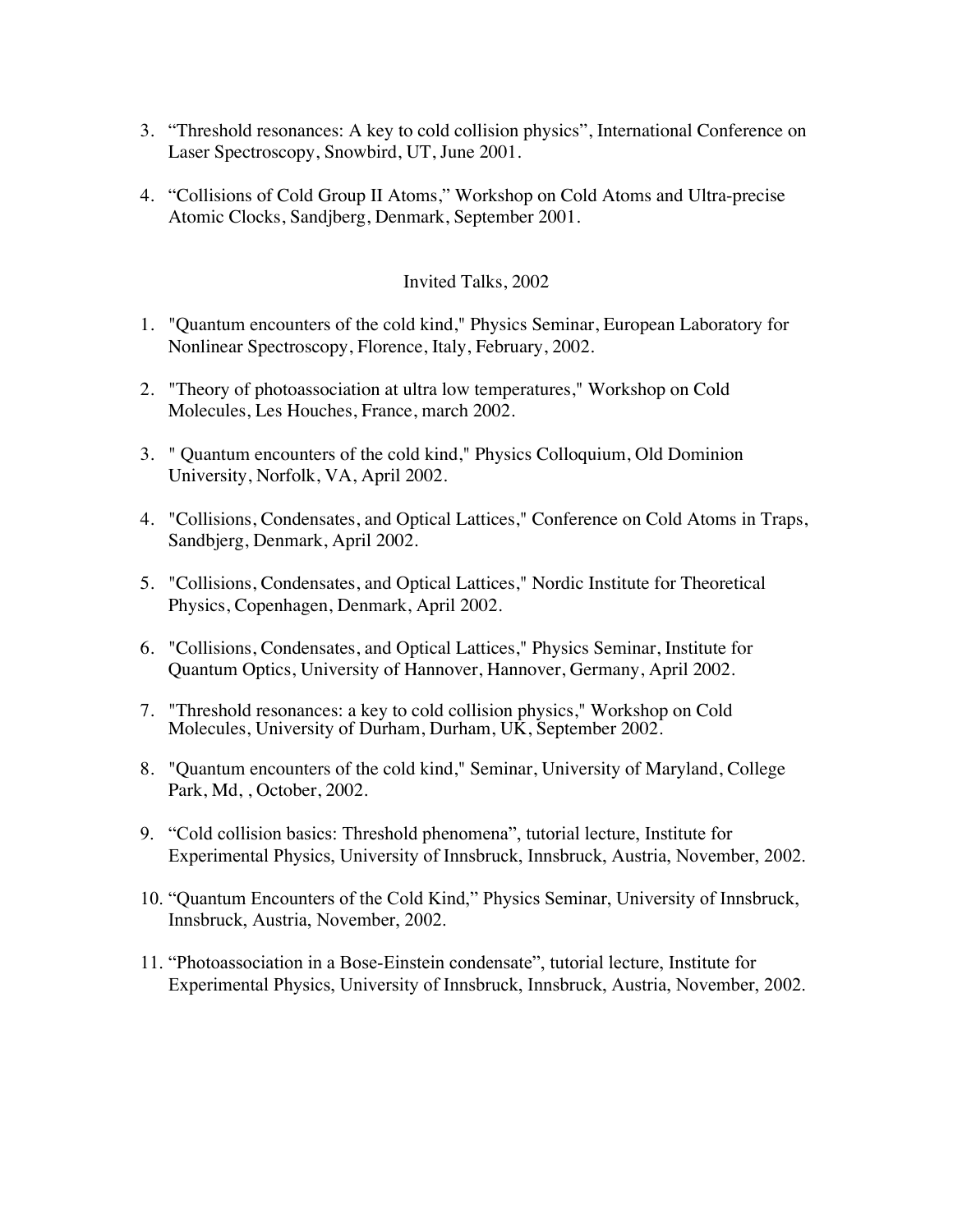3. “Threshold resonances: A key to cold collision physics”, International Conference on Laser Spectroscopy, Snowbird, UT, June 2001.

4. “Collisions of Cold Group II Atoms,” Workshop on Cold Atoms and Ultra-precise Atomic Clocks, Sandjberg, Denmark, September 2001.

Invited Talks, 2002

1. "Quantum encounters of the cold kind," Physics Seminar, European Laboratory for Nonlinear Spectroscopy, Florence, Italy, February, 2002.

2. "Theory of photoassociation at ultra low temperatures," Workshop on Cold Molecules, Les Houches, France, march 2002.

3. " Quantum encounters of the cold kind," Physics Colloquium, Old Dominion University, Norfolk, VA, April 2002.

4. "Collisions, Condensates, and Optical Lattices," Conference on Cold Atoms in Traps, Sandbjerg, Denmark, April 2002.

5. "Collisions, Condensates, and Optical Lattices," Nordic Institute for Theoretical Physics, Copenhagen, Denmark, April 2002.

6. "Collisions, Condensates, and Optical Lattices," Physics Seminar, Institute for Quantum Optics, University of Hannover, Hannover, Germany, April 2002.

7. "Threshold resonances: a key to cold collision physics," Workshop on Cold Molecules, University of Durham, Durham, UK, September 2002.

8. "Quantum encounters of the cold kind," Seminar, University of Maryland, College Park, Md, , October, 2002.

9. “Cold collision basics: Threshold phenomena”, tutorial lecture, Institute for Experimental Physics, University of Innsbruck, Innsbruck, Austria, November, 2002.

10. “Quantum Encounters of the Cold Kind,” Physics Seminar, University of Innsbruck, Innsbruck, Austria, November, 2002.

11. “Photoassociation in a Bose-Einstein condensate”, tutorial lecture, Institute for Experimental Physics, University of Innsbruck, Innsbruck, Austria, November, 2002.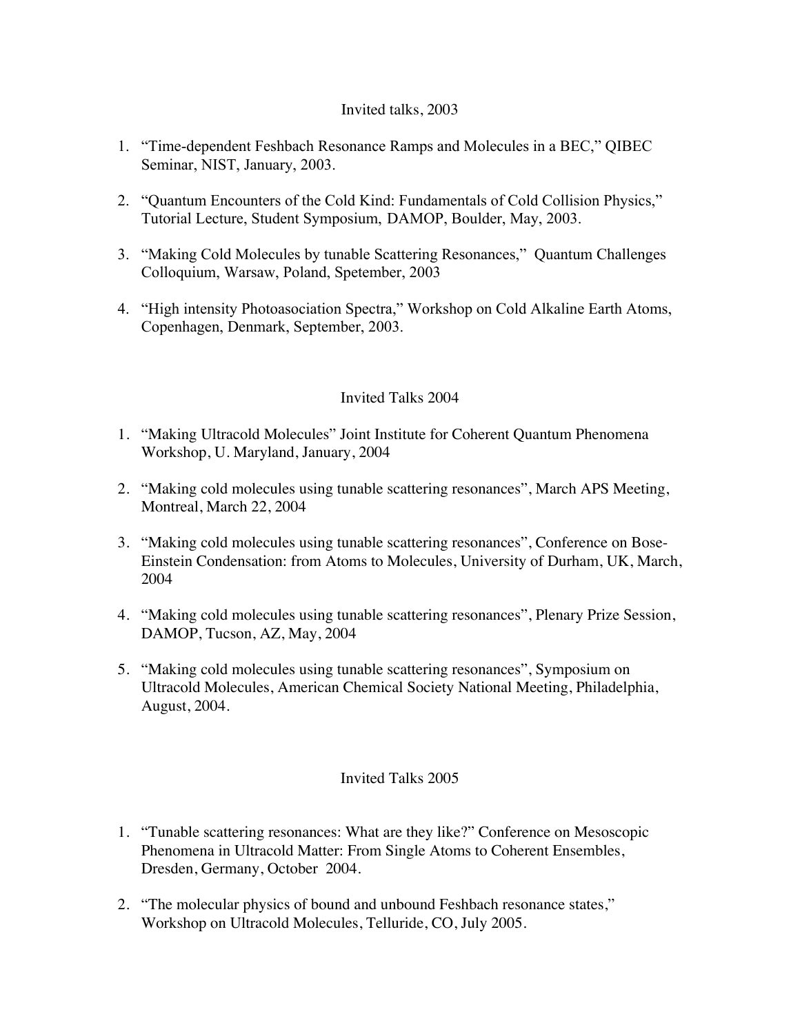## Invited talks, 2003

1. "Time-dependent Feshbach Resonance Ramps and Molecules in a BEC," QIBEC Seminar, NIST, January, 2003.

2. "Quantum Encounters of the Cold Kind: Fundamentals of Cold Collision Physics," Tutorial Lecture, Student Symposium, DAMOP, Boulder, May, 2003.

3. "Making Cold Molecules by tunable Scattering Resonances," Quantum Challenges Colloquium, Warsaw, Poland, Spetember, 2003

4. "High intensity Photoasociation Spectra," Workshop on Cold Alkaline Earth Atoms, Copenhagen, Denmark, September, 2003.

## Invited Talks 2004

1. "Making Ultracold Molecules" Joint Institute for Coherent Quantum Phenomena Workshop, U. Maryland, January, 2004

2. "Making cold molecules using tunable scattering resonances", March APS Meeting, Montreal, March 22, 2004

3. "Making cold molecules using tunable scattering resonances", Conference on Bose-Einstein Condensation: from Atoms to Molecules, University of Durham, UK, March, 2004

4. "Making cold molecules using tunable scattering resonances", Plenary Prize Session, DAMOP, Tucson, AZ, May, 2004

5. "Making cold molecules using tunable scattering resonances", Symposium on Ultracold Molecules, American Chemical Society National Meeting, Philadelphia, August, 2004.

## Invited Talks 2005

1. "Tunable scattering resonances: What are they like?" Conference on Mesoscopic Phenomena in Ultracold Matter: From Single Atoms to Coherent Ensembles, Dresden, Germany, October 2004.

2. "The molecular physics of bound and unbound Feshbach resonance states," Workshop on Ultracold Molecules, Telluride, CO, July 2005.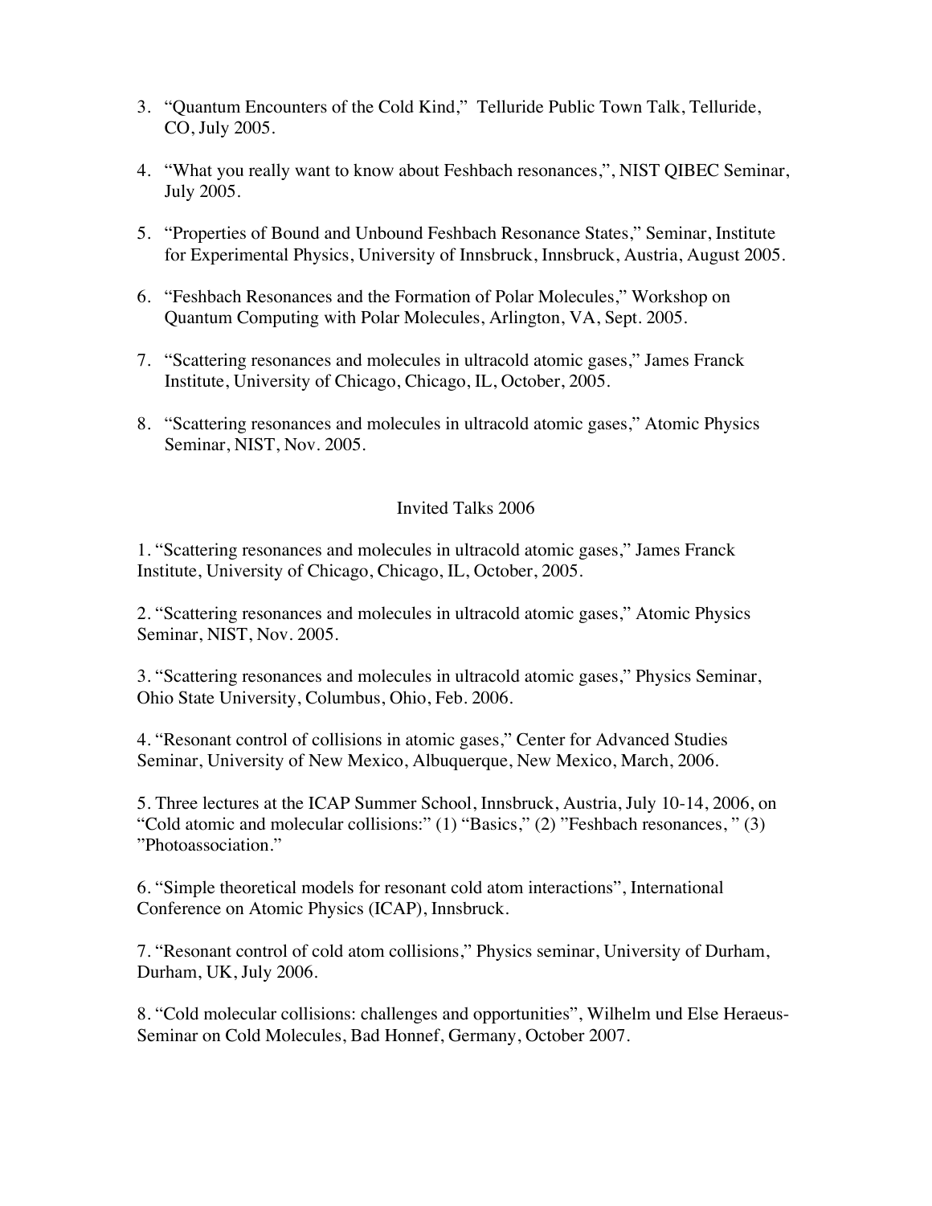3. "Quantum Encounters of the Cold Kind," Telluride Public Town Talk, Telluride, CO, July 2005.

4. "What you really want to know about Feshbach resonances,", NIST QIBEC Seminar, July 2005.

5. "Properties of Bound and Unbound Feshbach Resonance States," Seminar, Institute for Experimental Physics, University of Innsbruck, Innsbruck, Austria, August 2005.

6. "Feshbach Resonances and the Formation of Polar Molecules," Workshop on Quantum Computing with Polar Molecules, Arlington, VA, Sept. 2005.

7. "Scattering resonances and molecules in ultracold atomic gases," James Franck Institute, University of Chicago, Chicago, IL, October, 2005.

8. "Scattering resonances and molecules in ultracold atomic gases," Atomic Physics Seminar, NIST, Nov. 2005.

## Invited Talks 2006

1. "Scattering resonances and molecules in ultracold atomic gases," James Franck Institute, University of Chicago, Chicago, IL, October, 2005.

2. "Scattering resonances and molecules in ultracold atomic gases," Atomic Physics Seminar, NIST, Nov. 2005.

3. "Scattering resonances and molecules in ultracold atomic gases," Physics Seminar, Ohio State University, Columbus, Ohio, Feb. 2006.

4. "Resonant control of collisions in atomic gases," Center for Advanced Studies Seminar, University of New Mexico, Albuquerque, New Mexico, March, 2006.

5. Three lectures at the ICAP Summer School, Innsbruck, Austria, July 10-14, 2006, on "Cold atomic and molecular collisions:" (1) "Basics," (2) "Feshbach resonances, " (3) "Photoassociation."

6. "Simple theoretical models for resonant cold atom interactions", International Conference on Atomic Physics (ICAP), Innsbruck.

7. "Resonant control of cold atom collisions," Physics seminar, University of Durham, Durham, UK, July 2006.

8. "Cold molecular collisions: challenges and opportunities", Wilhelm und Else Heraeus-Seminar on Cold Molecules, Bad Honnef, Germany, October 2007.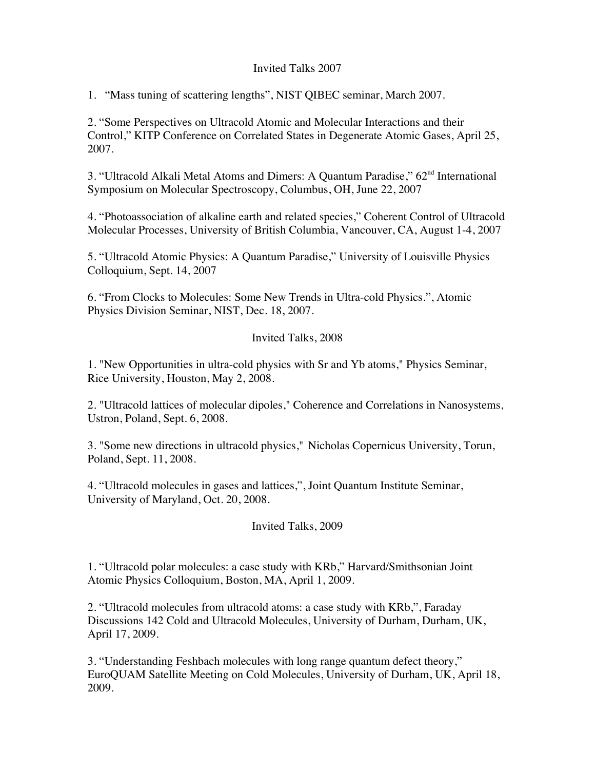## Invited Talks 2007

1. "Mass tuning of scattering lengths", NIST QIBEC seminar, March 2007.

2. "Some Perspectives on Ultracold Atomic and Molecular Interactions and their Control," KITP Conference on Correlated States in Degenerate Atomic Gases, April 25, 2007.

3. "Ultracold Alkali Metal Atoms and Dimers: A Quantum Paradise," 62nd International Symposium on Molecular Spectroscopy, Columbus, OH, June 22, 2007

4. "Photoassociation of alkaline earth and related species," Coherent Control of Ultracold Molecular Processes, University of British Columbia, Vancouver, CA, August 1-4, 2007

5. "Ultracold Atomic Physics: A Quantum Paradise," University of Louisville Physics Colloquium, Sept. 14, 2007

6. "From Clocks to Molecules: Some New Trends in Ultra-cold Physics.", Atomic Physics Division Seminar, NIST, Dec. 18, 2007.

## Invited Talks, 2008

1. "New Opportunities in ultra-cold physics with Sr and Yb atoms," Physics Seminar, Rice University, Houston, May 2, 2008.

2. "Ultracold lattices of molecular dipoles," Coherence and Correlations in Nanosystems, Ustron, Poland, Sept. 6, 2008.

3. "Some new directions in ultracold physics," Nicholas Copernicus University, Torun, Poland, Sept. 11, 2008.

4. "Ultracold molecules in gases and lattices,", Joint Quantum Institute Seminar, University of Maryland, Oct. 20, 2008.

## Invited Talks, 2009

1. "Ultracold polar molecules: a case study with KRb," Harvard/Smithsonian Joint Atomic Physics Colloquium, Boston, MA, April 1, 2009.

2. "Ultracold molecules from ultracold atoms: a case study with KRb,", Faraday Discussions 142 Cold and Ultracold Molecules, University of Durham, Durham, UK, April 17, 2009.

3. "Understanding Feshbach molecules with long range quantum defect theory," EuroQUAM Satellite Meeting on Cold Molecules, University of Durham, UK, April 18, 2009.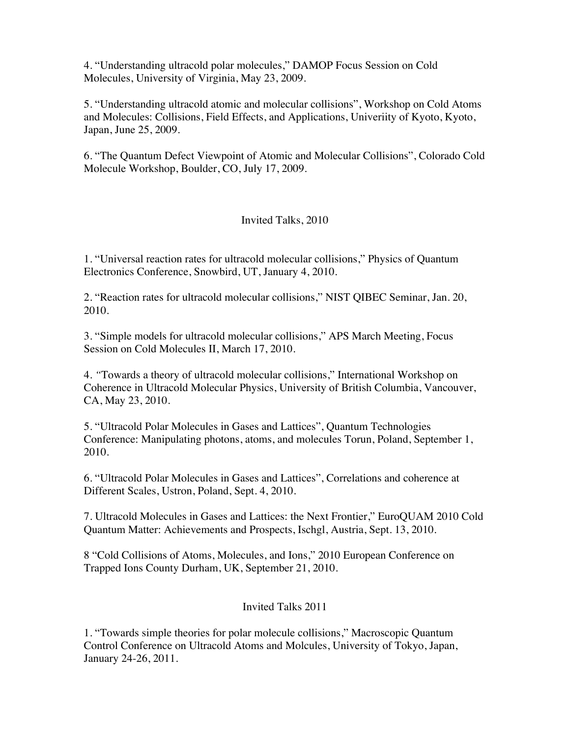4. "Understanding ultracold polar molecules," DAMOP Focus Session on Cold Molecules, University of Virginia, May 23, 2009.

5. "Understanding ultracold atomic and molecular collisions", Workshop on Cold Atoms and Molecules: Collisions, Field Effects, and Applications, Univeriity of Kyoto, Kyoto, Japan, June 25, 2009.

6. "The Quantum Defect Viewpoint of Atomic and Molecular Collisions", Colorado Cold Molecule Workshop, Boulder, CO, July 17, 2009.

## Invited Talks, 2010

1. "Universal reaction rates for ultracold molecular collisions," Physics of Quantum Electronics Conference, Snowbird, UT, January 4, 2010.

2. "Reaction rates for ultracold molecular collisions," NIST QIBEC Seminar, Jan. 20, 2010.

3. "Simple models for ultracold molecular collisions," APS March Meeting, Focus Session on Cold Molecules II, March 17, 2010.

4. "Towards a theory of ultracold molecular collisions," International Workshop on Coherence in Ultracold Molecular Physics, University of British Columbia, Vancouver, CA, May 23, 2010.

5. "Ultracold Polar Molecules in Gases and Lattices", Quantum Technologies Conference: Manipulating photons, atoms, and molecules Torun, Poland, September 1, 2010.

6. "Ultracold Polar Molecules in Gases and Lattices", Correlations and coherence at Different Scales, Ustron, Poland, Sept. 4, 2010.

7. Ultracold Molecules in Gases and Lattices: the Next Frontier," EuroQUAM 2010 Cold Quantum Matter: Achievements and Prospects, Ischgl, Austria, Sept. 13, 2010.

8 "Cold Collisions of Atoms, Molecules, and Ions," 2010 European Conference on Trapped Ions County Durham, UK, September 21, 2010.

## Invited Talks 2011

1. "Towards simple theories for polar molecule collisions," Macroscopic Quantum Control Conference on Ultracold Atoms and Molcules, University of Tokyo, Japan, January 24-26, 2011.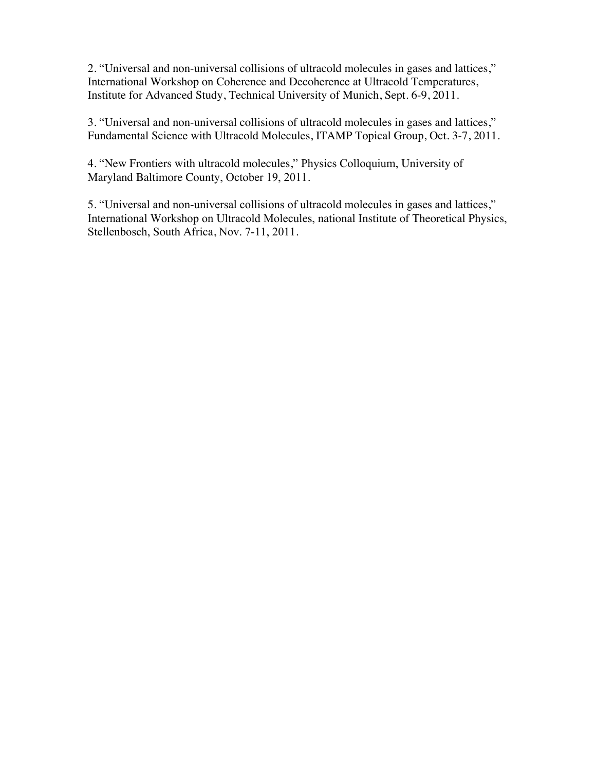2. "Universal and non-universal collisions of ultracold molecules in gases and lattices," International Workshop on Coherence and Decoherence at Ultracold Temperatures, Institute for Advanced Study, Technical University of Munich, Sept. 6-9, 2011.

3. "Universal and non-universal collisions of ultracold molecules in gases and lattices," Fundamental Science with Ultracold Molecules, ITAMP Topical Group, Oct. 3-7, 2011.

4. "New Frontiers with ultracold molecules," Physics Colloquium, University of Maryland Baltimore County, October 19, 2011.

5. "Universal and non-universal collisions of ultracold molecules in gases and lattices," International Workshop on Ultracold Molecules, national Institute of Theoretical Physics, Stellenbosch, South Africa, Nov. 7-11, 2011.